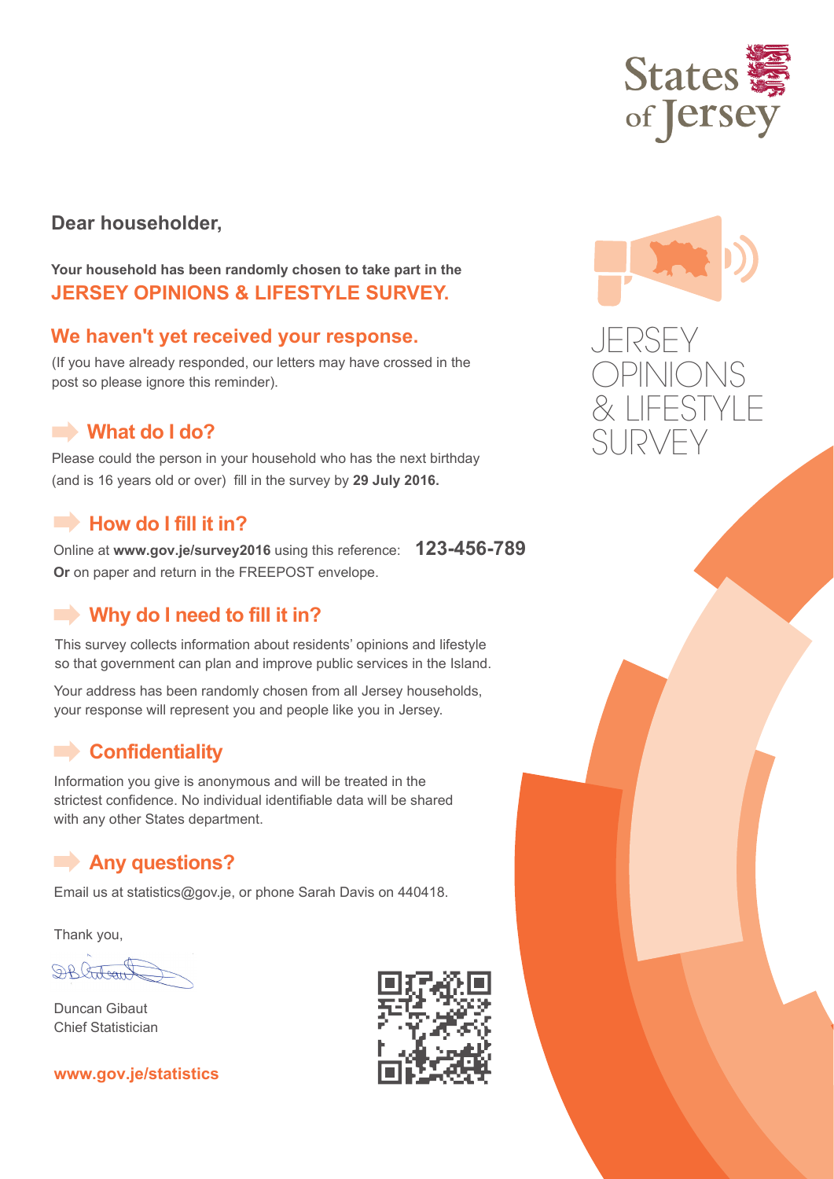States of Jersey

JERSEY OPINIONS & LIFESTYLE SURVEY

**Dear householder,**

**Your household has been randomly chosen to take part in the**
**JERSEY OPINIONS & LIFESTYLE SURVEY.**

## We haven't yet received your response.

(If you have already responded, our letters may have crossed in the post so please ignore this reminder).

## What do I do?

Please could the person in your household who has the next birthday (and is 16 years old or over) fill in the survey by **29 July 2016.**

## How do I fill it in?

Online at **www.gov.je/survey2016** using this reference: **123-456-789**
**Or** on paper and return in the FREEPOST envelope.

## Why do I need to fill it in?

This survey collects information about residents' opinions and lifestyle so that government can plan and improve public services in the Island.

Your address has been randomly chosen from all Jersey households, your response will represent you and people like you in Jersey.

## Confidentiality

Information you give is anonymous and will be treated in the strictest confidence. No individual identifiable data will be shared with any other States department.

## Any questions?

Email us at statistics@gov.je, or phone Sarah Davis on 440418.

Thank you,

Duncan Gibaut
Chief Statistician

**www.gov.je/statistics**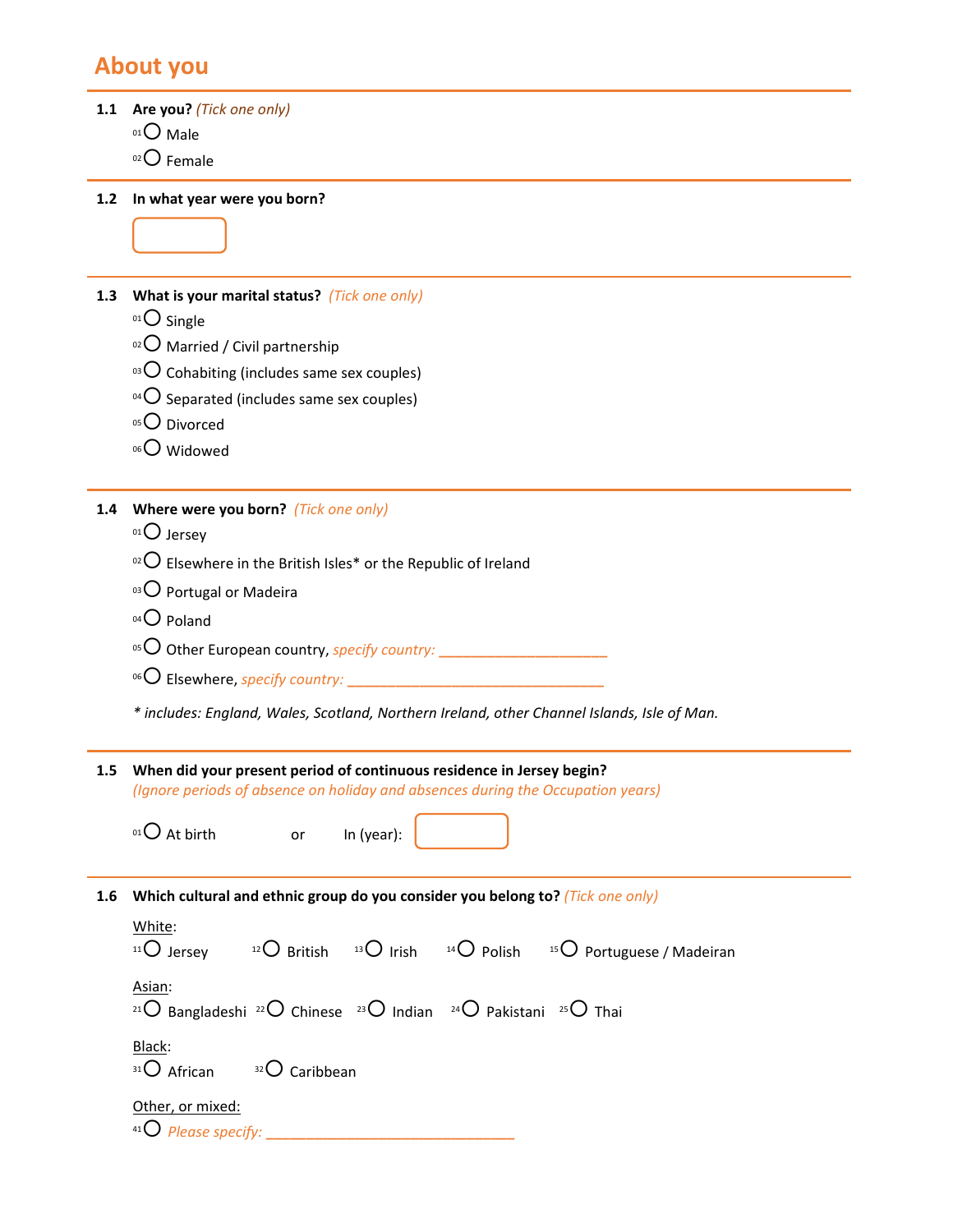## About you

**1.1 Are you?** *(Tick one only)*

- 01 ○ Male
- 02 ○ Female

**1.2 In what year were you born?**

[ ]

**1.3 What is your marital status?** *(Tick one only)*

- 01 ○ Single
- 02 ○ Married / Civil partnership
- 03 ○ Cohabiting (includes same sex couples)
- 04 ○ Separated (includes same sex couples)
- 05 ○ Divorced
- 06 ○ Widowed

**1.4 Where were you born?** *(Tick one only)*

- 01 ○ Jersey
- 02 ○ Elsewhere in the British Isles* or the Republic of Ireland
- 03 ○ Portugal or Madeira
- 04 ○ Poland
- 05 ○ Other European country, *specify country:* ____________________
- 06 ○ Elsewhere, *specify country:* ________________________________

*\* includes: England, Wales, Scotland, Northern Ireland, other Channel Islands, Isle of Man.*

**1.5 When did your present period of continuous residence in Jersey begin?**
*(Ignore periods of absence on holiday and absences during the Occupation years)*

01 ○ At birth     or     In (year): [ ]

**1.6 Which cultural and ethnic group do you consider you belong to?** *(Tick one only)*

White:
11 ○ Jersey   12 ○ British   13 ○ Irish   14 ○ Polish   15 ○ Portuguese / Madeiran

Asian:
21 ○ Bangladeshi   22 ○ Chinese   23 ○ Indian   24 ○ Pakistani   25 ○ Thai

Black:
31 ○ African   32 ○ Caribbean

Other, or mixed:
41 ○ *Please specify:* ______________________________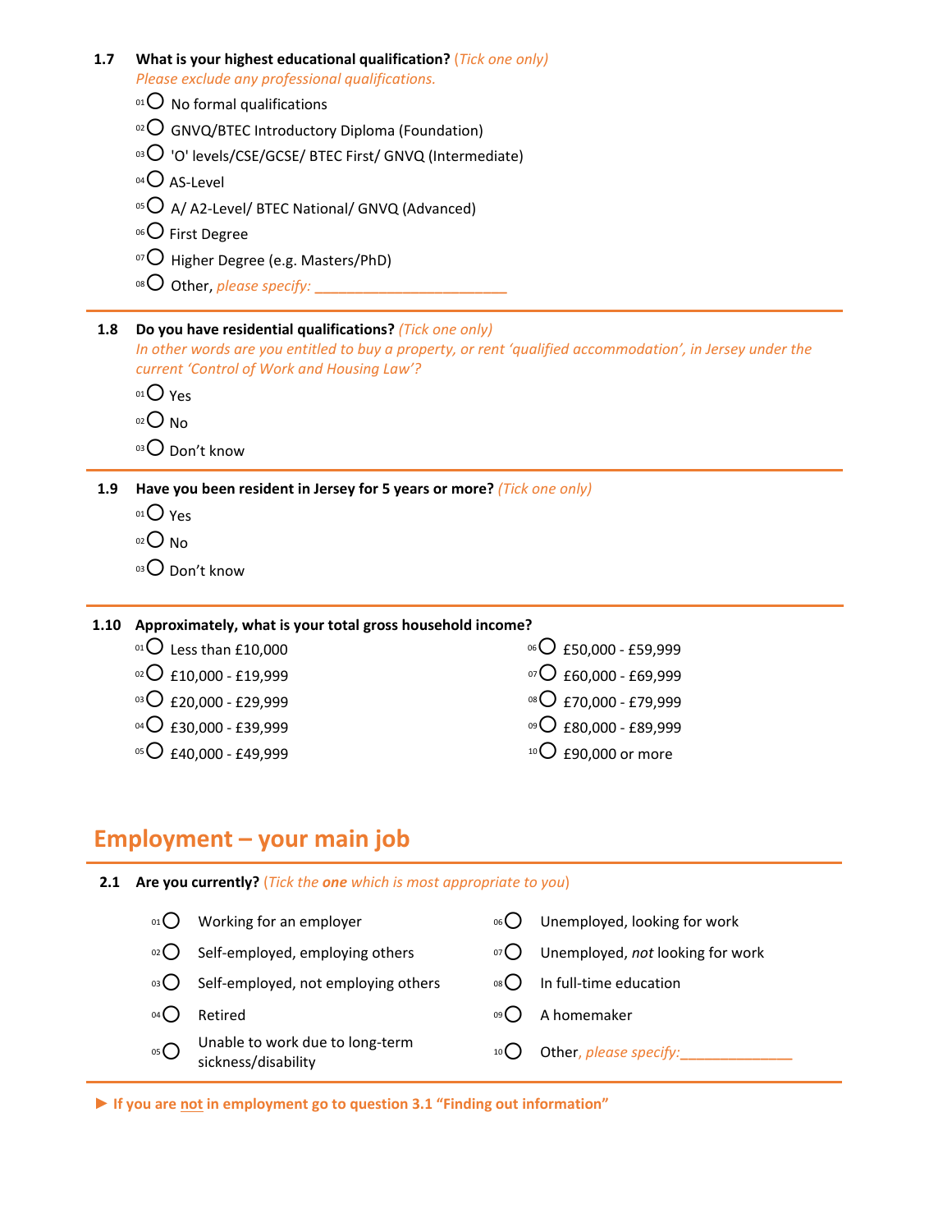**1.7 What is your highest educational qualification?** *(Tick one only)*
*Please exclude any professional qualifications.*

- 01 ○ No formal qualifications
- 02 ○ GNVQ/BTEC Introductory Diploma (Foundation)
- 03 ○ 'O' levels/CSE/GCSE/ BTEC First/ GNVQ (Intermediate)
- 04 ○ AS-Level
- 05 ○ A/ A2-Level/ BTEC National/ GNVQ (Advanced)
- 06 ○ First Degree
- 07 ○ Higher Degree (e.g. Masters/PhD)
- 08 ○ Other, *please specify:* ________________________

---

**1.8 Do you have residential qualifications?** *(Tick one only)*
*In other words are you entitled to buy a property, or rent 'qualified accommodation', in Jersey under the current 'Control of Work and Housing Law'?*

- 01 ○ Yes
- 02 ○ No
- 03 ○ Don't know

---

**1.9 Have you been resident in Jersey for 5 years or more?** *(Tick one only)*

- 01 ○ Yes
- 02 ○ No
- 03 ○ Don't know

---

**1.10 Approximately, what is your total gross household income?**

- 01 ○ Less than £10,000
- 02 ○ £10,000 - £19,999
- 03 ○ £20,000 - £29,999
- 04 ○ £30,000 - £39,999
- 05 ○ £40,000 - £49,999
- 06 ○ £50,000 - £59,999
- 07 ○ £60,000 - £69,999
- 08 ○ £70,000 - £79,999
- 09 ○ £80,000 - £89,999
- 10 ○ £90,000 or more

## Employment – your main job

---

**2.1 Are you currently?** *(Tick the **one** which is most appropriate to you)*

- 01 ○ Working for an employer
- 02 ○ Self-employed, employing others
- 03 ○ Self-employed, not employing others
- 04 ○ Retired
- 05 ○ Unable to work due to long-term sickness/disability
- 06 ○ Unemployed, looking for work
- 07 ○ Unemployed, *not* looking for work
- 08 ○ In full-time education
- 09 ○ A homemaker
- 10 ○ Other, *please specify:*______________

---

► **If you are not in employment go to question 3.1 "Finding out information"**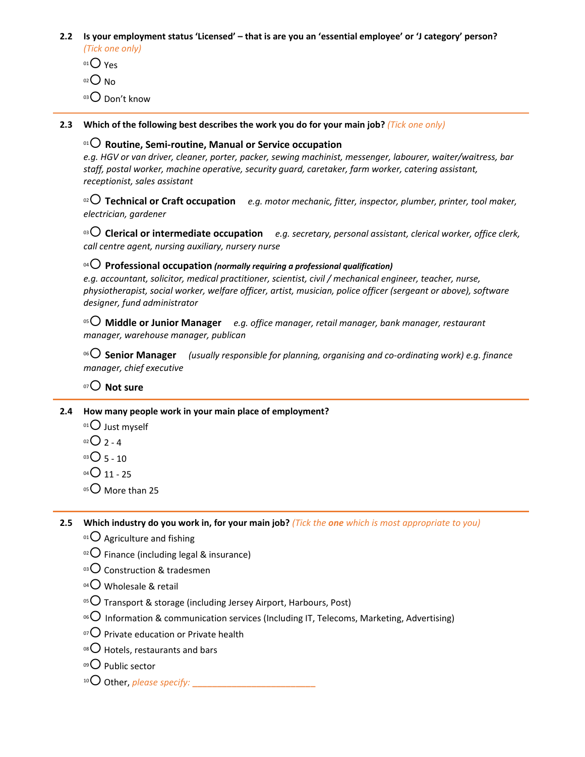**2.2 Is your employment status 'Licensed' – that is are you an 'essential employee' or 'J category' person?** *(Tick one only)*

- 01 ○ Yes
- 02 ○ No
- 03 ○ Don't know

---

**2.3 Which of the following best describes the work you do for your main job?** *(Tick one only)*

- 01 ○ **Routine, Semi-routine, Manual or Service occupation**
  *e.g. HGV or van driver, cleaner, porter, packer, sewing machinist, messenger, labourer, waiter/waitress, bar staff, postal worker, machine operative, security guard, caretaker, farm worker, catering assistant, receptionist, sales assistant*

- 02 ○ **Technical or Craft occupation** *e.g. motor mechanic, fitter, inspector, plumber, printer, tool maker, electrician, gardener*

- 03 ○ **Clerical or intermediate occupation** *e.g. secretary, personal assistant, clerical worker, office clerk, call centre agent, nursing auxiliary, nursery nurse*

- 04 ○ **Professional occupation** ***(normally requiring a professional qualification)***
  *e.g. accountant, solicitor, medical practitioner, scientist, civil / mechanical engineer, teacher, nurse, physiotherapist, social worker, welfare officer, artist, musician, police officer (sergeant or above), software designer, fund administrator*

- 05 ○ **Middle or Junior Manager** *e.g. office manager, retail manager, bank manager, restaurant manager, warehouse manager, publican*

- 06 ○ **Senior Manager** *(usually responsible for planning, organising and co-ordinating work) e.g. finance manager, chief executive*

- 07 ○ **Not sure**

---

**2.4 How many people work in your main place of employment?**

- 01 ○ Just myself
- 02 ○ 2 - 4
- 03 ○ 5 - 10
- 04 ○ 11 - 25
- 05 ○ More than 25

---

**2.5 Which industry do you work in, for your main job?** *(Tick the **one** which is most appropriate to you)*

- 01 ○ Agriculture and fishing
- 02 ○ Finance (including legal & insurance)
- 03 ○ Construction & tradesmen
- 04 ○ Wholesale & retail
- 05 ○ Transport & storage (including Jersey Airport, Harbours, Post)
- 06 ○ Information & communication services (Including IT, Telecoms, Marketing, Advertising)
- 07 ○ Private education or Private health
- 08 ○ Hotels, restaurants and bars
- 09 ○ Public sector
- 10 ○ Other, *please specify:* ________________________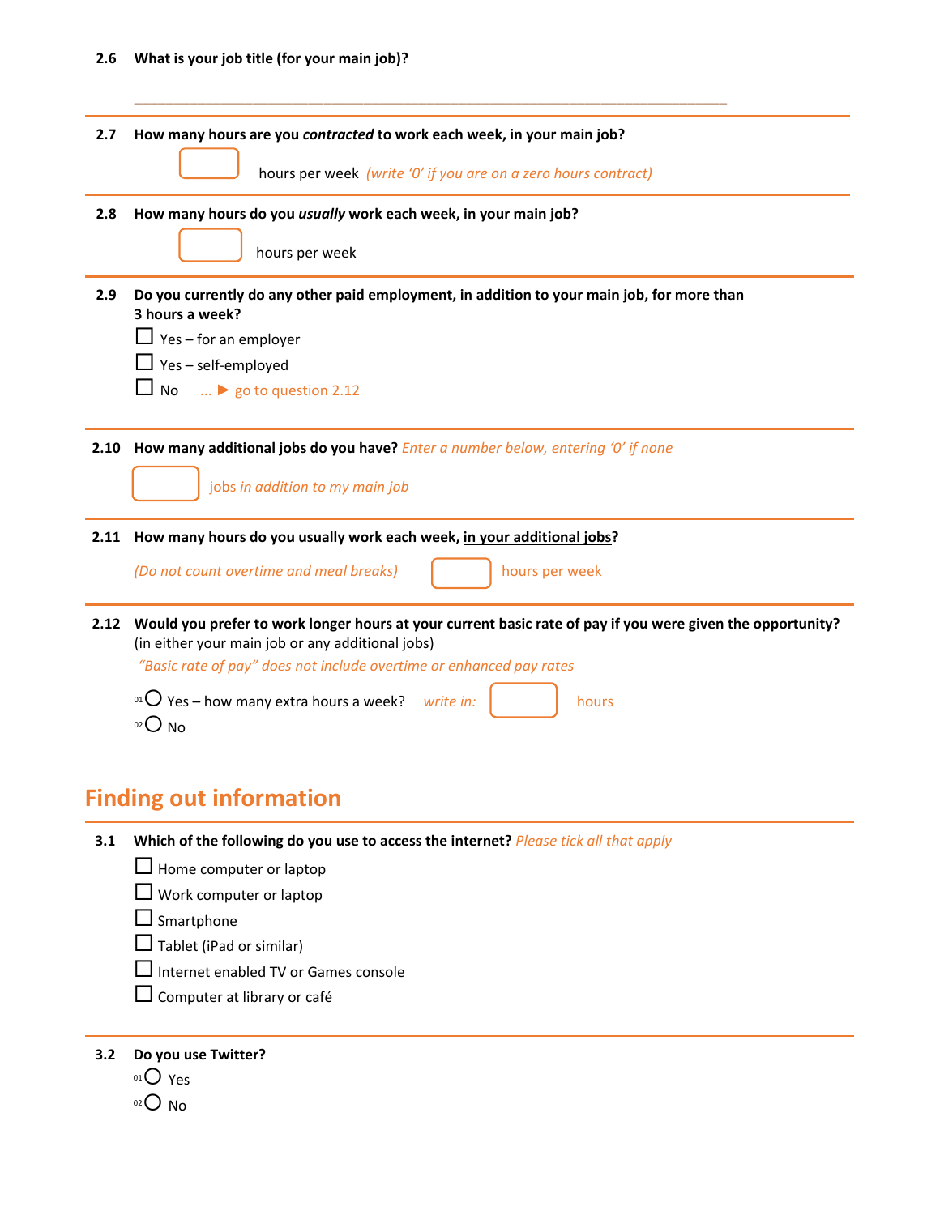**2.6 What is your job title (for your main job)?**

\_\_\_\_\_\_\_\_\_\_\_\_\_\_\_\_\_\_\_\_\_\_\_\_\_\_\_\_\_\_\_\_\_\_\_\_\_\_\_\_\_\_\_\_\_\_\_\_\_\_\_\_\_\_\_\_\_\_\_\_\_\_\_\_\_\_\_\_\_\_\_\_

---

**2.7 How many hours are you *contracted* to work each week, in your main job?**

[    ] hours per week *(write '0' if you are on a zero hours contract)*

---

**2.8 How many hours do you *usually* work each week, in your main job?**

[    ] hours per week

---

**2.9 Do you currently do any other paid employment, in addition to your main job, for more than 3 hours a week?**

- ☐ Yes – for an employer
- ☐ Yes – self-employed
- ☐ No ... ▶ go to question 2.12

---

**2.10 How many additional jobs do you have?** *Enter a number below, entering '0' if none*

[    ] jobs *in addition to my main job*

---

**2.11 How many hours do you usually work each week, in your additional jobs?**

*(Do not count overtime and meal breaks)* [    ] hours per week

---

**2.12 Would you prefer to work longer hours at your current basic rate of pay if you were given the opportunity?** (in either your main job or any additional jobs)

*"Basic rate of pay" does not include overtime or enhanced pay rates*

- 01 ○ Yes – how many extra hours a week? *write in:* [    ] hours
- 02 ○ No

## Finding out information

**3.1 Which of the following do you use to access the internet?** *Please tick all that apply*

- ☐ Home computer or laptop
- ☐ Work computer or laptop
- ☐ Smartphone
- ☐ Tablet (iPad or similar)
- ☐ Internet enabled TV or Games console
- ☐ Computer at library or café

---

**3.2 Do you use Twitter?**

- 01 ○ Yes
- 02 ○ No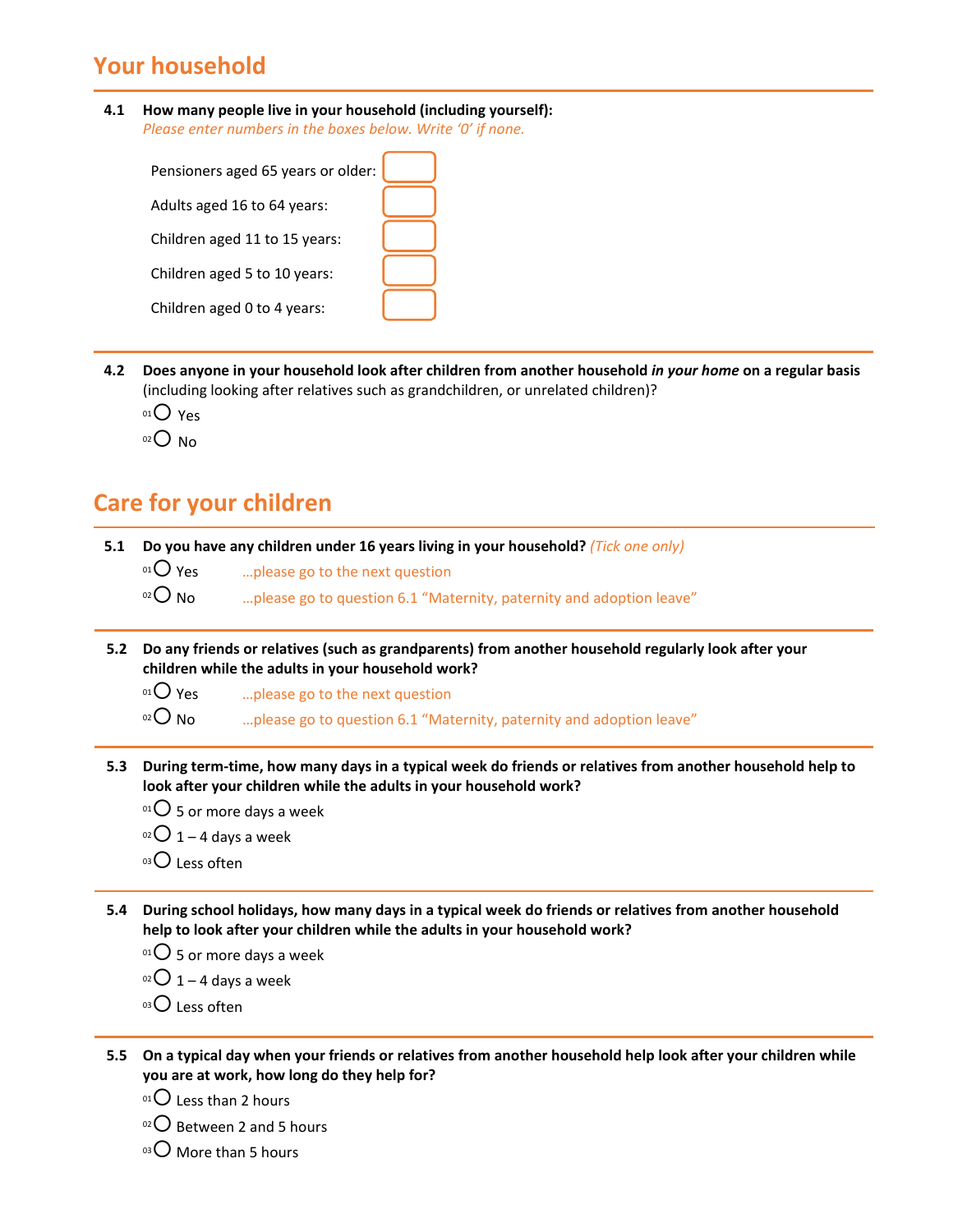## Your household

**4.1 How many people live in your household (including yourself):**
*Please enter numbers in the boxes below. Write '0' if none.*

Pensioners aged 65 years or older: ☐

Adults aged 16 to 64 years: ☐

Children aged 11 to 15 years: ☐

Children aged 5 to 10 years: ☐

Children aged 0 to 4 years: ☐

**4.2 Does anyone in your household look after children from another household *in your home* on a regular basis** (including looking after relatives such as grandchildren, or unrelated children)?

01 ○ Yes
02 ○ No

## Care for your children

**5.1 Do you have any children under 16 years living in your household?** *(Tick one only)*

01 ○ Yes …please go to the next question
02 ○ No …please go to question 6.1 "Maternity, paternity and adoption leave"

**5.2 Do any friends or relatives (such as grandparents) from another household regularly look after your children while the adults in your household work?**

01 ○ Yes …please go to the next question
02 ○ No …please go to question 6.1 "Maternity, paternity and adoption leave"

**5.3 During term-time, how many days in a typical week do friends or relatives from another household help to look after your children while the adults in your household work?**

01 ○ 5 or more days a week
02 ○ 1 – 4 days a week
03 ○ Less often

**5.4 During school holidays, how many days in a typical week do friends or relatives from another household help to look after your children while the adults in your household work?**

01 ○ 5 or more days a week
02 ○ 1 – 4 days a week
03 ○ Less often

**5.5 On a typical day when your friends or relatives from another household help look after your children while you are at work, how long do they help for?**

01 ○ Less than 2 hours
02 ○ Between 2 and 5 hours
03 ○ More than 5 hours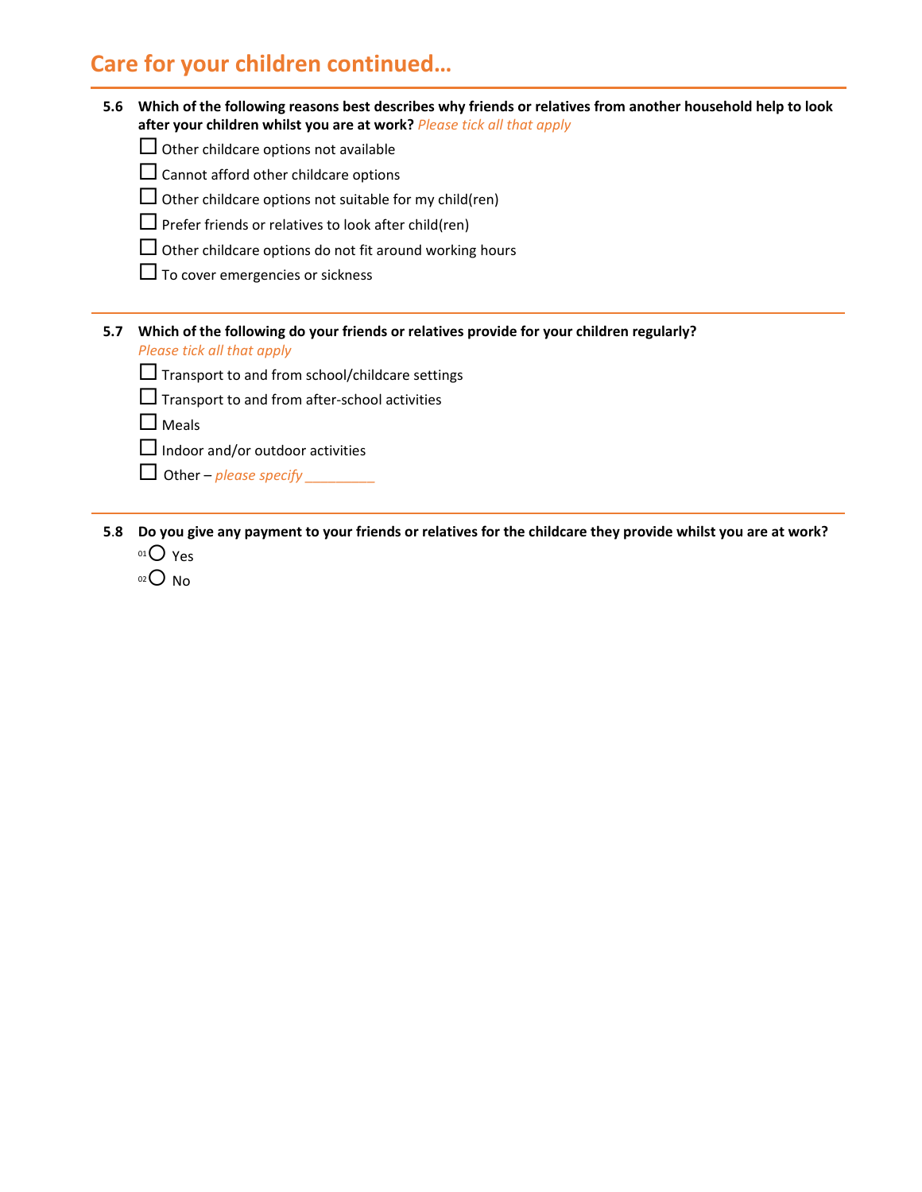# Care for your children continued…

**5.6 Which of the following reasons best describes why friends or relatives from another household help to look after your children whilst you are at work?** *Please tick all that apply*

- ☐ Other childcare options not available
- ☐ Cannot afford other childcare options
- ☐ Other childcare options not suitable for my child(ren)
- ☐ Prefer friends or relatives to look after child(ren)
- ☐ Other childcare options do not fit around working hours
- ☐ To cover emergencies or sickness

**5.7 Which of the following do your friends or relatives provide for your children regularly?**
*Please tick all that apply*

- ☐ Transport to and from school/childcare settings
- ☐ Transport to and from after-school activities
- ☐ Meals
- ☐ Indoor and/or outdoor activities
- ☐ Other – *please specify* _________

**5.8 Do you give any payment to your friends or relatives for the childcare they provide whilst you are at work?**

- 01 ○ Yes
- 02 ○ No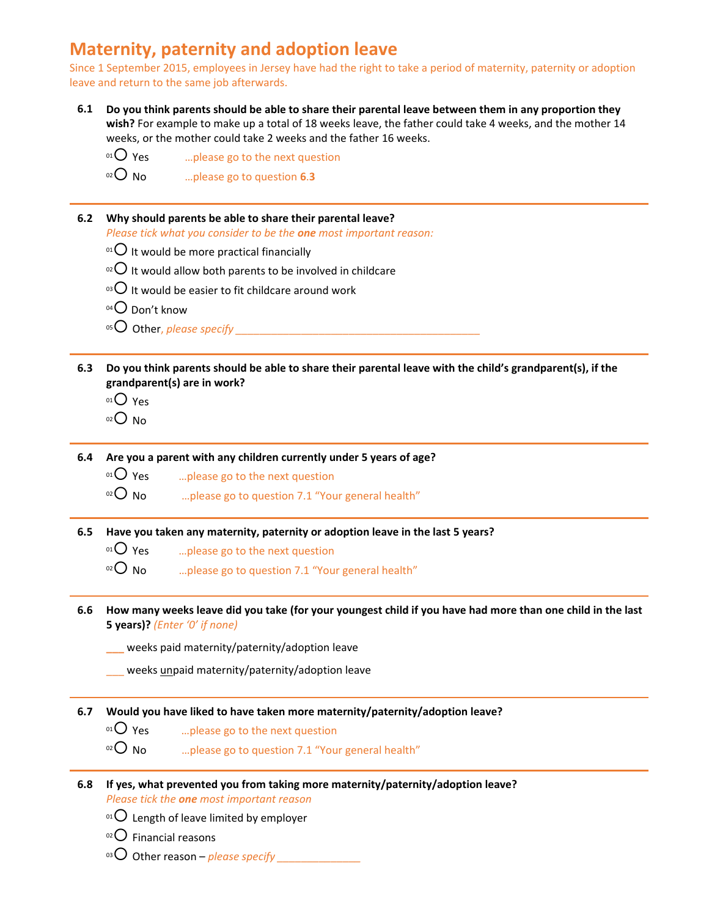# Maternity, paternity and adoption leave

Since 1 September 2015, employees in Jersey have had the right to take a period of maternity, paternity or adoption leave and return to the same job afterwards.

**6.1 Do you think parents should be able to share their parental leave between them in any proportion they wish?** For example to make up a total of 18 weeks leave, the father could take 4 weeks, and the mother 14 weeks, or the mother could take 2 weeks and the father 16 weeks.

- 01 ○ Yes …please go to the next question
- 02 ○ No …please go to question **6.3**

---

**6.2 Why should parents be able to share their parental leave?**

*Please tick what you consider to be the **one** most important reason:*

- 01 ○ It would be more practical financially
- 02 ○ It would allow both parents to be involved in childcare
- 03 ○ It would be easier to fit childcare around work
- 04 ○ Don't know
- 05 ○ Other, *please specify* ___________________________________________

---

**6.3 Do you think parents should be able to share their parental leave with the child's grandparent(s), if the grandparent(s) are in work?**

- 01 ○ Yes
- 02 ○ No

---

**6.4 Are you a parent with any children currently under 5 years of age?**

- 01 ○ Yes …please go to the next question
- 02 ○ No …please go to question 7.1 "Your general health"

---

**6.5 Have you taken any maternity, paternity or adoption leave in the last 5 years?**

- 01 ○ Yes …please go to the next question
- 02 ○ No …please go to question 7.1 "Your general health"

---

**6.6 How many weeks leave did you take (for your youngest child if you have had more than one child in the last 5 years)?** *(Enter '0' if none)*

___ weeks paid maternity/paternity/adoption leave

___ weeks unpaid maternity/paternity/adoption leave

---

**6.7 Would you have liked to have taken more maternity/paternity/adoption leave?**

- 01 ○ Yes …please go to the next question
- 02 ○ No …please go to question 7.1 "Your general health"

---

**6.8 If yes, what prevented you from taking more maternity/paternity/adoption leave?**

*Please tick the **one** most important reason*

- 01 ○ Length of leave limited by employer
- 02 ○ Financial reasons
- 03 ○ Other reason – *please specify* _______________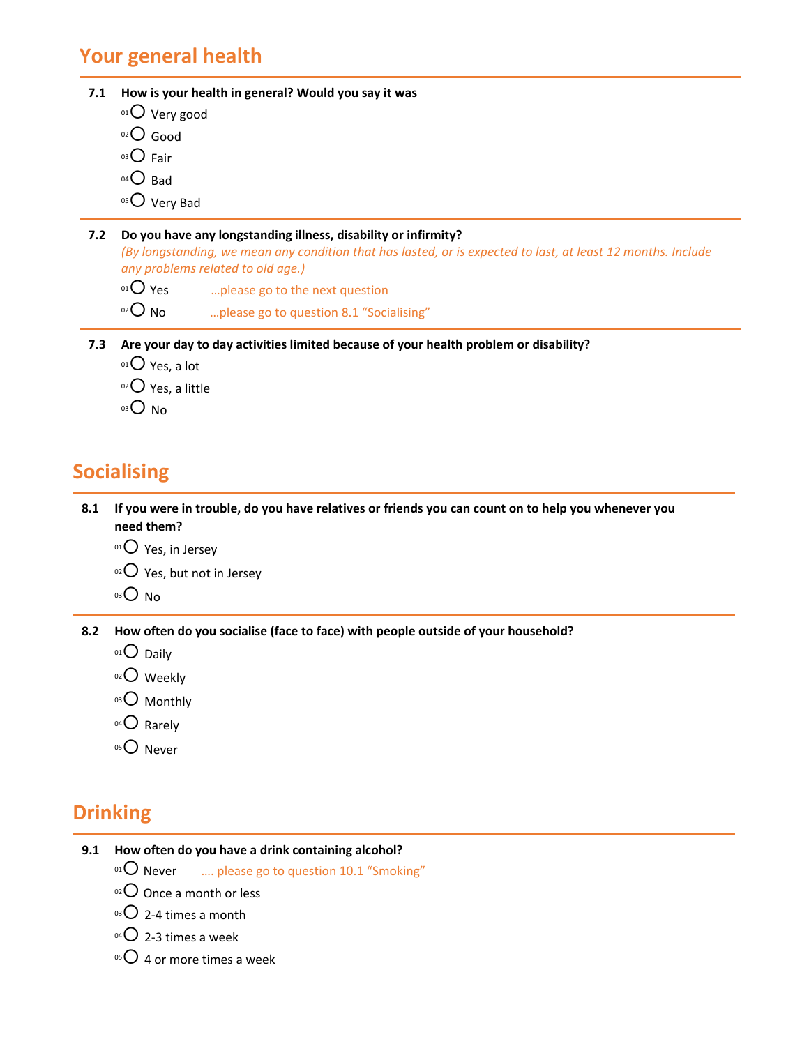## Your general health

**7.1 How is your health in general? Would you say it was**

- 01 ◯ Very good
- 02 ◯ Good
- 03 ◯ Fair
- 04 ◯ Bad
- 05 ◯ Very Bad

**7.2 Do you have any longstanding illness, disability or infirmity?**

*(By longstanding, we mean any condition that has lasted, or is expected to last, at least 12 months. Include any problems related to old age.)*

- 01 ◯ Yes …please go to the next question
- 02 ◯ No …please go to question 8.1 "Socialising"

**7.3 Are your day to day activities limited because of your health problem or disability?**

- 01 ◯ Yes, a lot
- 02 ◯ Yes, a little
- 03 ◯ No

## Socialising

**8.1 If you were in trouble, do you have relatives or friends you can count on to help you whenever you need them?**

- 01 ◯ Yes, in Jersey
- 02 ◯ Yes, but not in Jersey
- 03 ◯ No

**8.2 How often do you socialise (face to face) with people outside of your household?**

- 01 ◯ Daily
- 02 ◯ Weekly
- 03 ◯ Monthly
- 04 ◯ Rarely
- 05 ◯ Never

## Drinking

**9.1 How often do you have a drink containing alcohol?**

- 01 ◯ Never …. please go to question 10.1 "Smoking"
- 02 ◯ Once a month or less
- 03 ◯ 2-4 times a month
- 04 ◯ 2-3 times a week
- 05 ◯ 4 or more times a week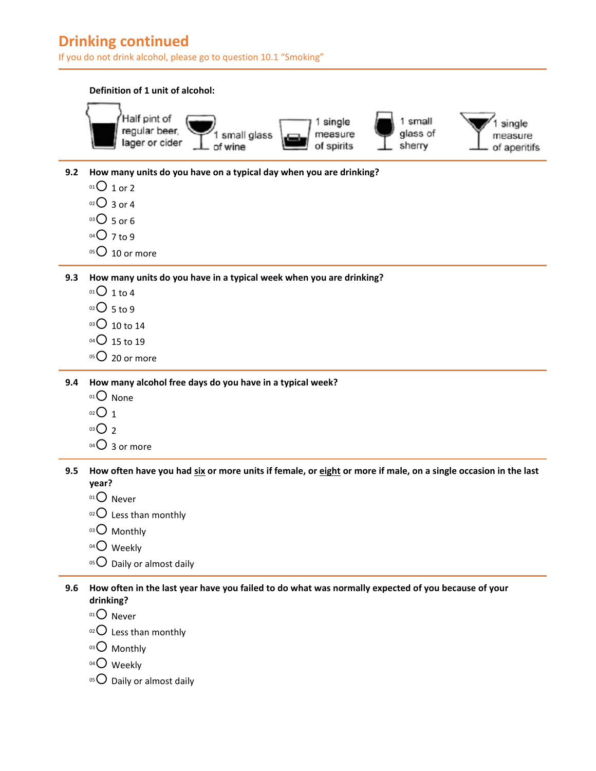## Drinking continued

If you do not drink alcohol, please go to question 10.1 "Smoking"

**Definition of 1 unit of alcohol:**

Half pint of regular beer, lager or cider | 1 small glass of wine | 1 single measure of spirits | 1 small glass of sherry | 1 single measure of aperitifs

**9.2 How many units do you have on a typical day when you are drinking?**

- 01 ○ 1 or 2
- 02 ○ 3 or 4
- 03 ○ 5 or 6
- 04 ○ 7 to 9
- 05 ○ 10 or more

**9.3 How many units do you have in a typical week when you are drinking?**

- 01 ○ 1 to 4
- 02 ○ 5 to 9
- 03 ○ 10 to 14
- 04 ○ 15 to 19
- 05 ○ 20 or more

**9.4 How many alcohol free days do you have in a typical week?**

- 01 ○ None
- 02 ○ 1
- 03 ○ 2
- 04 ○ 3 or more

**9.5 How often have you had <u>six</u> or more units if female, or <u>eight</u> or more if male, on a single occasion in the last year?**

- 01 ○ Never
- 02 ○ Less than monthly
- 03 ○ Monthly
- 04 ○ Weekly
- 05 ○ Daily or almost daily

**9.6 How often in the last year have you failed to do what was normally expected of you because of your drinking?**

- 01 ○ Never
- 02 ○ Less than monthly
- 03 ○ Monthly
- 04 ○ Weekly
- 05 ○ Daily or almost daily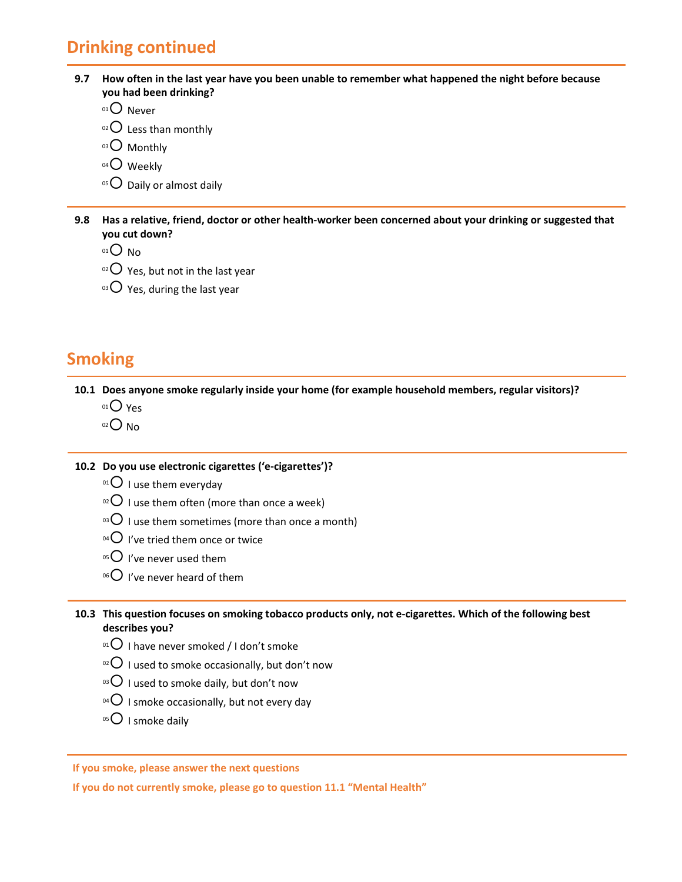## Drinking continued

**9.7 How often in the last year have you been unable to remember what happened the night before because you had been drinking?**

- 01 ○ Never
- 02 ○ Less than monthly
- 03 ○ Monthly
- 04 ○ Weekly
- 05 ○ Daily or almost daily

**9.8 Has a relative, friend, doctor or other health-worker been concerned about your drinking or suggested that you cut down?**

- 01 ○ No
- 02 ○ Yes, but not in the last year
- 03 ○ Yes, during the last year

## Smoking

**10.1 Does anyone smoke regularly inside your home (for example household members, regular visitors)?**

- 01 ○ Yes
- 02 ○ No

**10.2 Do you use electronic cigarettes ('e-cigarettes')?**

- 01 ○ I use them everyday
- 02 ○ I use them often (more than once a week)
- 03 ○ I use them sometimes (more than once a month)
- 04 ○ I've tried them once or twice
- 05 ○ I've never used them
- 06 ○ I've never heard of them

**10.3 This question focuses on smoking tobacco products only, not e-cigarettes. Which of the following best describes you?**

- 01 ○ I have never smoked / I don't smoke
- 02 ○ I used to smoke occasionally, but don't now
- 03 ○ I used to smoke daily, but don't now
- 04 ○ I smoke occasionally, but not every day
- 05 ○ I smoke daily

**If you smoke, please answer the next questions**

**If you do not currently smoke, please go to question 11.1 "Mental Health"**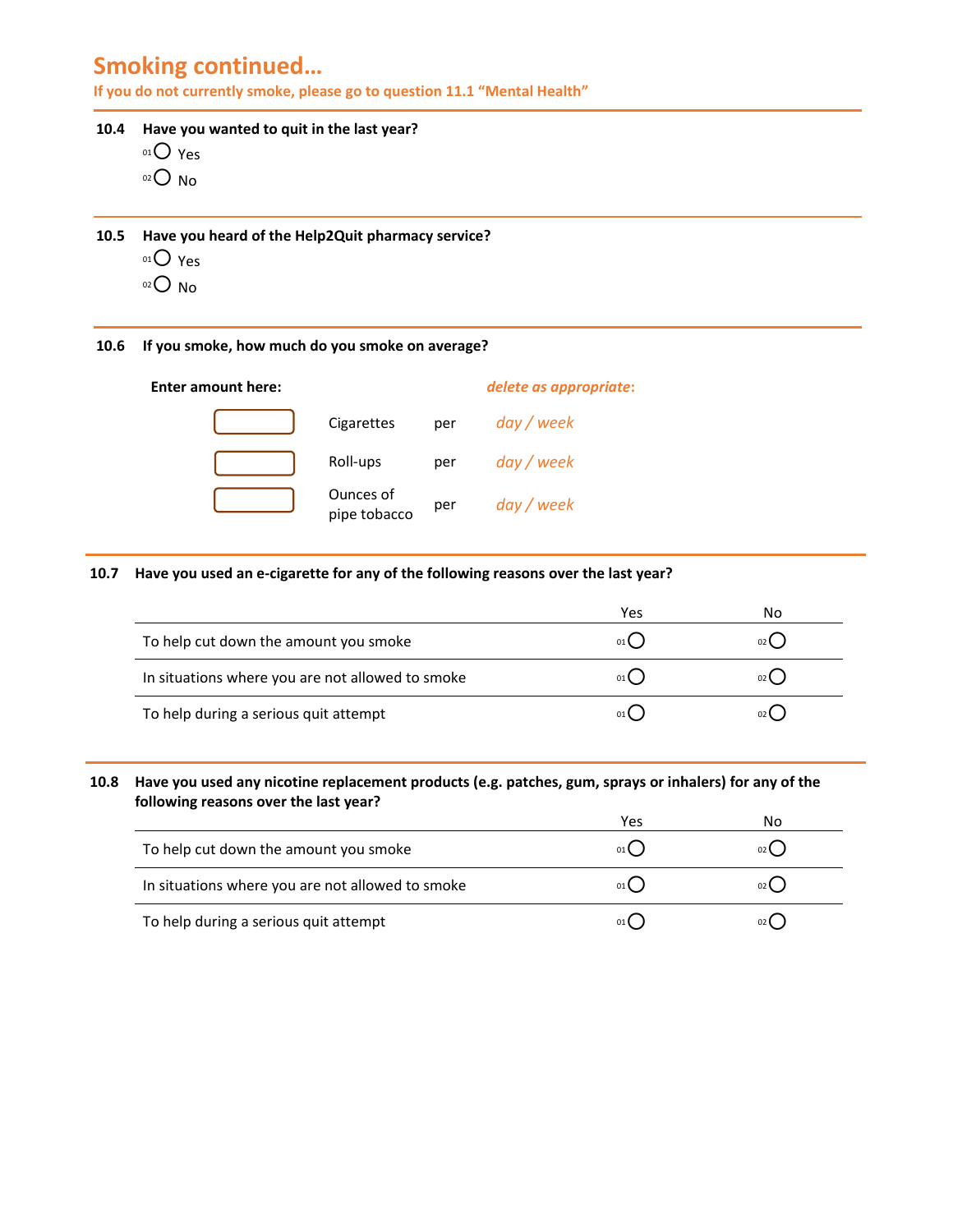## Smoking continued…

**If you do not currently smoke, please go to question 11.1 "Mental Health"**

---

**10.4 Have you wanted to quit in the last year?**

01 ○ Yes

02 ○ No

---

**10.5 Have you heard of the Help2Quit pharmacy service?**

01 ○ Yes

02 ○ No

---

**10.6 If you smoke, how much do you smoke on average?**

| **Enter amount here:** | | | ***delete as appropriate*:** |
|---|---|---|---|
| [ ] | Cigarettes | per | *day / week* |
| [ ] | Roll-ups | per | *day / week* |
| [ ] | Ounces of pipe tobacco | per | *day / week* |

---

**10.7 Have you used an e-cigarette for any of the following reasons over the last year?**

| | Yes | No |
|---|---|---|
| To help cut down the amount you smoke | 01 ○ | 02 ○ |
| In situations where you are not allowed to smoke | 01 ○ | 02 ○ |
| To help during a serious quit attempt | 01 ○ | 02 ○ |

---

**10.8 Have you used any nicotine replacement products (e.g. patches, gum, sprays or inhalers) for any of the following reasons over the last year?**

| | Yes | No |
|---|---|---|
| To help cut down the amount you smoke | 01 ○ | 02 ○ |
| In situations where you are not allowed to smoke | 01 ○ | 02 ○ |
| To help during a serious quit attempt | 01 ○ | 02 ○ |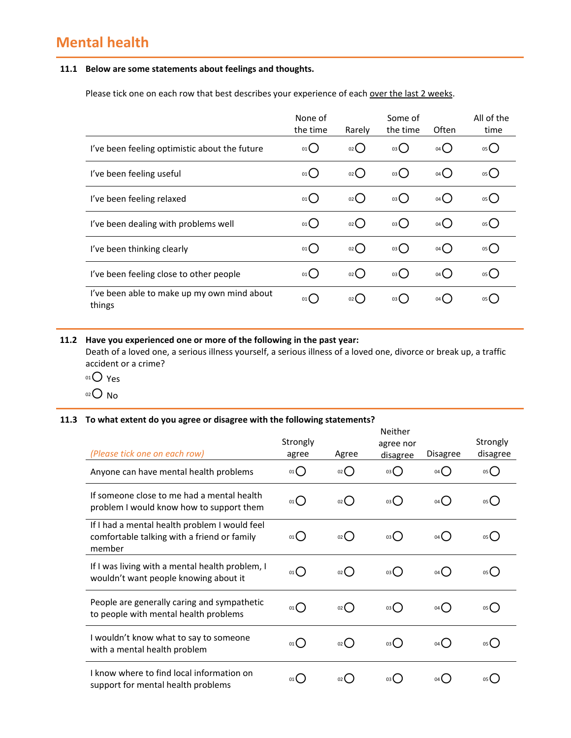# Mental health

**11.1 Below are some statements about feelings and thoughts.**

Please tick one on each row that best describes your experience of each over the last 2 weeks.

| | None of the time | Rarely | Some of the time | Often | All of the time |
|---|---|---|---|---|---|
| I've been feeling optimistic about the future | 01 ◯ | 02 ◯ | 03 ◯ | 04 ◯ | 05 ◯ |
| I've been feeling useful | 01 ◯ | 02 ◯ | 03 ◯ | 04 ◯ | 05 ◯ |
| I've been feeling relaxed | 01 ◯ | 02 ◯ | 03 ◯ | 04 ◯ | 05 ◯ |
| I've been dealing with problems well | 01 ◯ | 02 ◯ | 03 ◯ | 04 ◯ | 05 ◯ |
| I've been thinking clearly | 01 ◯ | 02 ◯ | 03 ◯ | 04 ◯ | 05 ◯ |
| I've been feeling close to other people | 01 ◯ | 02 ◯ | 03 ◯ | 04 ◯ | 05 ◯ |
| I've been able to make up my own mind about things | 01 ◯ | 02 ◯ | 03 ◯ | 04 ◯ | 05 ◯ |

**11.2 Have you experienced one or more of the following in the past year:**
Death of a loved one, a serious illness yourself, a serious illness of a loved one, divorce or break up, a traffic accident or a crime?

01 ◯ Yes

02 ◯ No

**11.3 To what extent do you agree or disagree with the following statements?**

| *(Please tick one on each row)* | Strongly agree | Agree | Neither agree nor disagree | Disagree | Strongly disagree |
|---|---|---|---|---|---|
| Anyone can have mental health problems | 01 ◯ | 02 ◯ | 03 ◯ | 04 ◯ | 05 ◯ |
| If someone close to me had a mental health problem I would know how to support them | 01 ◯ | 02 ◯ | 03 ◯ | 04 ◯ | 05 ◯ |
| If I had a mental health problem I would feel comfortable talking with a friend or family member | 01 ◯ | 02 ◯ | 03 ◯ | 04 ◯ | 05 ◯ |
| If I was living with a mental health problem, I wouldn't want people knowing about it | 01 ◯ | 02 ◯ | 03 ◯ | 04 ◯ | 05 ◯ |
| People are generally caring and sympathetic to people with mental health problems | 01 ◯ | 02 ◯ | 03 ◯ | 04 ◯ | 05 ◯ |
| I wouldn't know what to say to someone with a mental health problem | 01 ◯ | 02 ◯ | 03 ◯ | 04 ◯ | 05 ◯ |
| I know where to find local information on support for mental health problems | 01 ◯ | 02 ◯ | 03 ◯ | 04 ◯ | 05 ◯ |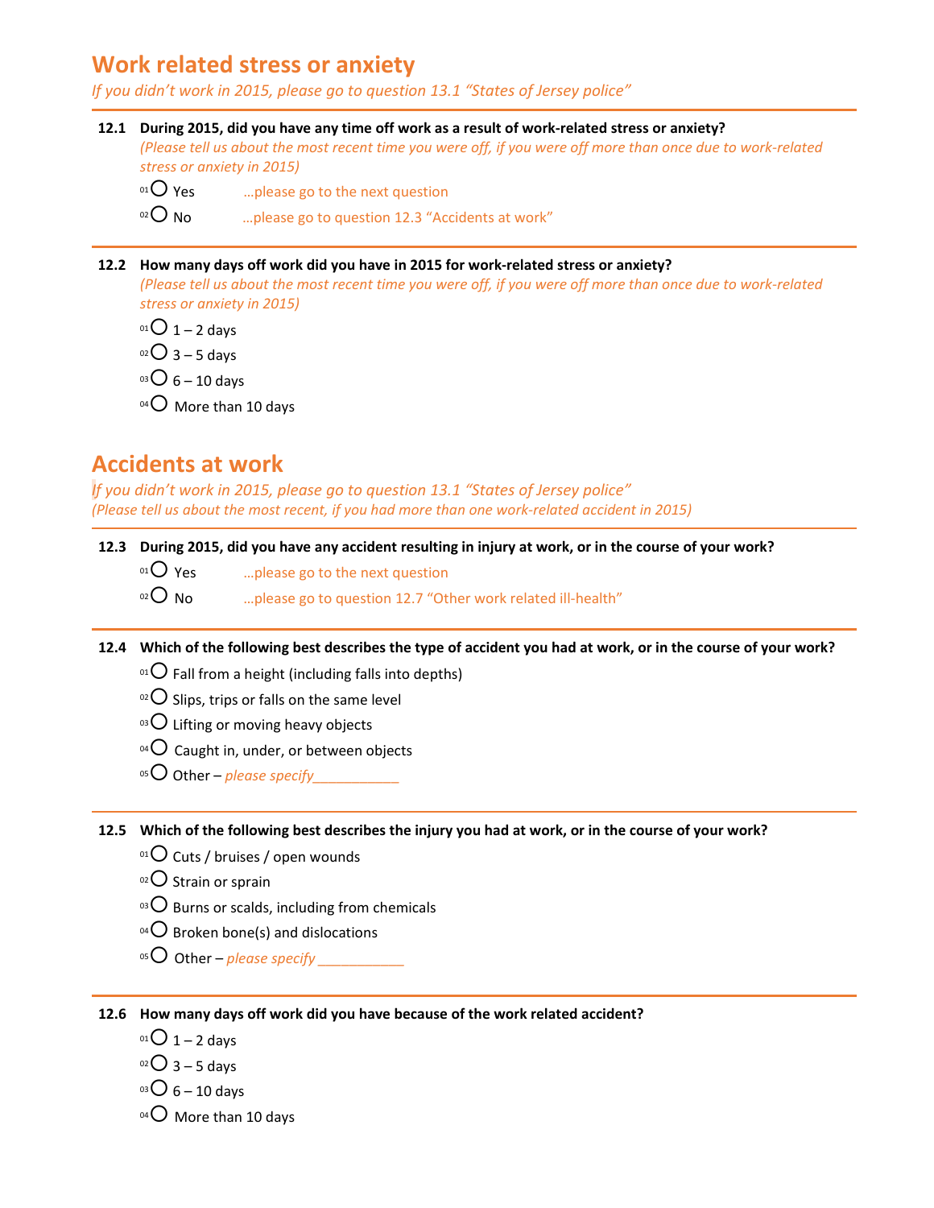## Work related stress or anxiety

*If you didn't work in 2015, please go to question 13.1 "States of Jersey police"*

---

**12.1 During 2015, did you have any time off work as a result of work-related stress or anxiety?**
*(Please tell us about the most recent time you were off, if you were off more than once due to work-related stress or anxiety in 2015)*

- 01 ○ Yes …please go to the next question
- 02 ○ No …please go to question 12.3 "Accidents at work"

---

**12.2 How many days off work did you have in 2015 for work-related stress or anxiety?**
*(Please tell us about the most recent time you were off, if you were off more than once due to work-related stress or anxiety in 2015)*

- 01 ○ 1 – 2 days
- 02 ○ 3 – 5 days
- 03 ○ 6 – 10 days
- 04 ○ More than 10 days

## Accidents at work

*If you didn't work in 2015, please go to question 13.1 "States of Jersey police"*
*(Please tell us about the most recent, if you had more than one work-related accident in 2015)*

---

**12.3 During 2015, did you have any accident resulting in injury at work, or in the course of your work?**

- 01 ○ Yes …please go to the next question
- 02 ○ No …please go to question 12.7 "Other work related ill-health"

---

**12.4 Which of the following best describes the type of accident you had at work, or in the course of your work?**

- 01 ○ Fall from a height (including falls into depths)
- 02 ○ Slips, trips or falls on the same level
- 03 ○ Lifting or moving heavy objects
- 04 ○ Caught in, under, or between objects
- 05 ○ Other – *please specify*___________

---

**12.5 Which of the following best describes the injury you had at work, or in the course of your work?**

- 01 ○ Cuts / bruises / open wounds
- 02 ○ Strain or sprain
- 03 ○ Burns or scalds, including from chemicals
- 04 ○ Broken bone(s) and dislocations
- 05 ○ Other – *please specify* ___________

---

**12.6 How many days off work did you have because of the work related accident?**

- 01 ○ 1 – 2 days
- 02 ○ 3 – 5 days
- 03 ○ 6 – 10 days
- 04 ○ More than 10 days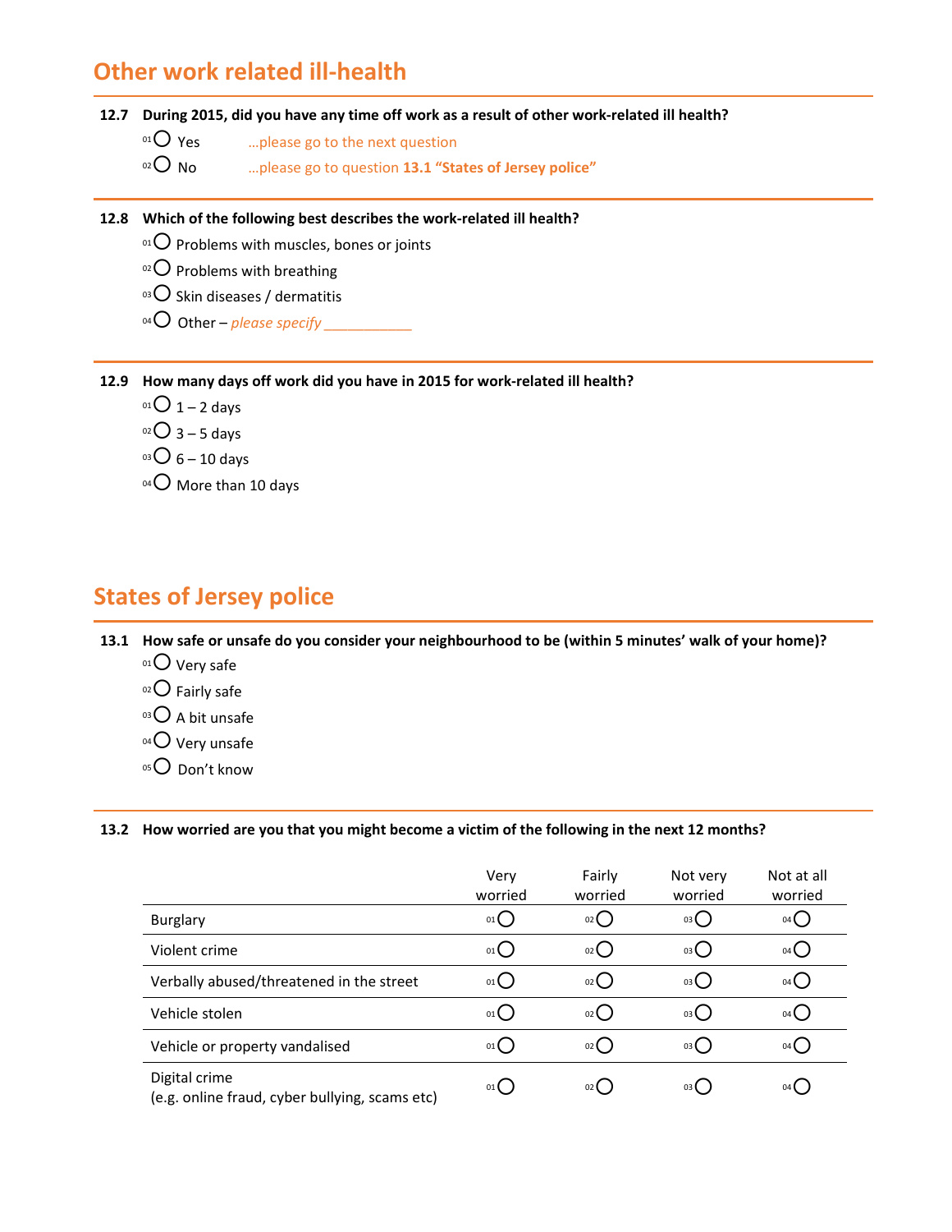## Other work related ill-health

**12.7 During 2015, did you have any time off work as a result of other work-related ill health?**

- 01 ○ Yes …please go to the next question
- 02 ○ No …please go to question **13.1 "States of Jersey police"**

**12.8 Which of the following best describes the work-related ill health?**

- 01 ○ Problems with muscles, bones or joints
- 02 ○ Problems with breathing
- 03 ○ Skin diseases / dermatitis
- 04 ○ Other – *please specify* ___________

**12.9 How many days off work did you have in 2015 for work-related ill health?**

- 01 ○ 1 – 2 days
- 02 ○ 3 – 5 days
- 03 ○ 6 – 10 days
- 04 ○ More than 10 days

## States of Jersey police

**13.1 How safe or unsafe do you consider your neighbourhood to be (within 5 minutes' walk of your home)?**

- 01 ○ Very safe
- 02 ○ Fairly safe
- 03 ○ A bit unsafe
- 04 ○ Very unsafe
- 05 ○ Don't know

**13.2 How worried are you that you might become a victim of the following in the next 12 months?**

| | Very worried | Fairly worried | Not very worried | Not at all worried |
|---|---|---|---|---|
| Burglary | 01 ○ | 02 ○ | 03 ○ | 04 ○ |
| Violent crime | 01 ○ | 02 ○ | 03 ○ | 04 ○ |
| Verbally abused/threatened in the street | 01 ○ | 02 ○ | 03 ○ | 04 ○ |
| Vehicle stolen | 01 ○ | 02 ○ | 03 ○ | 04 ○ |
| Vehicle or property vandalised | 01 ○ | 02 ○ | 03 ○ | 04 ○ |
| Digital crime (e.g. online fraud, cyber bullying, scams etc) | 01 ○ | 02 ○ | 03 ○ | 04 ○ |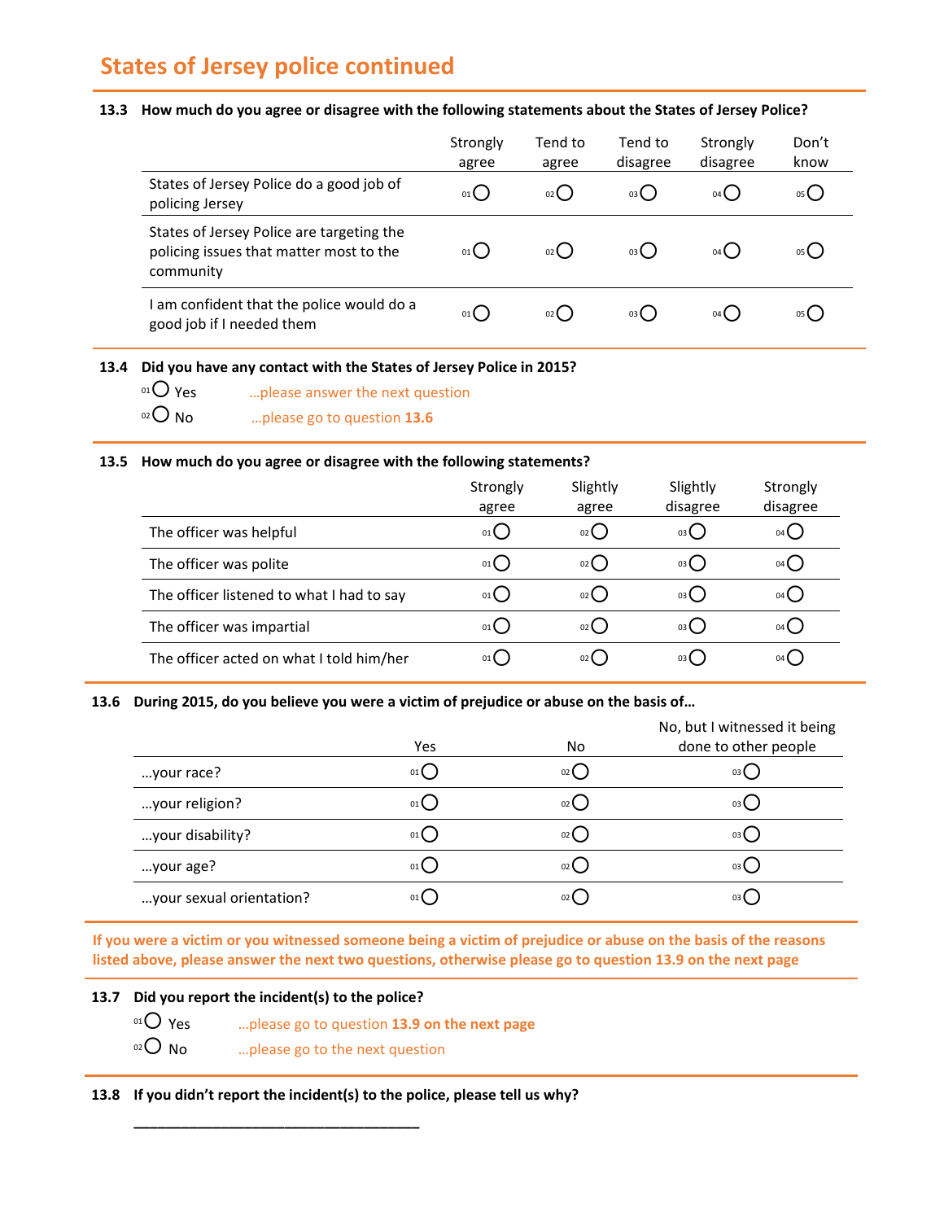## States of Jersey police continued

**13.3 How much do you agree or disagree with the following statements about the States of Jersey Police?**

| | Strongly agree | Tend to agree | Tend to disagree | Strongly disagree | Don't know |
|---|---|---|---|---|---|
| States of Jersey Police do a good job of policing Jersey | 01 ○ | 02 ○ | 03 ○ | 04 ○ | 05 ○ |
| States of Jersey Police are targeting the policing issues that matter most to the community | 01 ○ | 02 ○ | 03 ○ | 04 ○ | 05 ○ |
| I am confident that the police would do a good job if I needed them | 01 ○ | 02 ○ | 03 ○ | 04 ○ | 05 ○ |

**13.4 Did you have any contact with the States of Jersey Police in 2015?**

01 ○ Yes …please answer the next question

02 ○ No …please go to question **13.6**

**13.5 How much do you agree or disagree with the following statements?**

| | Strongly agree | Slightly agree | Slightly disagree | Strongly disagree |
|---|---|---|---|---|
| The officer was helpful | 01 ○ | 02 ○ | 03 ○ | 04 ○ |
| The officer was polite | 01 ○ | 02 ○ | 03 ○ | 04 ○ |
| The officer listened to what I had to say | 01 ○ | 02 ○ | 03 ○ | 04 ○ |
| The officer was impartial | 01 ○ | 02 ○ | 03 ○ | 04 ○ |
| The officer acted on what I told him/her | 01 ○ | 02 ○ | 03 ○ | 04 ○ |

**13.6 During 2015, do you believe you were a victim of prejudice or abuse on the basis of…**

| | Yes | No | No, but I witnessed it being done to other people |
|---|---|---|---|
| …your race? | 01 ○ | 02 ○ | 03 ○ |
| …your religion? | 01 ○ | 02 ○ | 03 ○ |
| …your disability? | 01 ○ | 02 ○ | 03 ○ |
| …your age? | 01 ○ | 02 ○ | 03 ○ |
| …your sexual orientation? | 01 ○ | 02 ○ | 03 ○ |

**If you were a victim or you witnessed someone being a victim of prejudice or abuse on the basis of the reasons listed above, please answer the next two questions, otherwise please go to question 13.9 on the next page**

**13.7 Did you report the incident(s) to the police?**

01 ○ Yes …please go to question **13.9 on the next page**

02 ○ No …please go to the next question

**13.8 If you didn't report the incident(s) to the police, please tell us why?**

___________________________________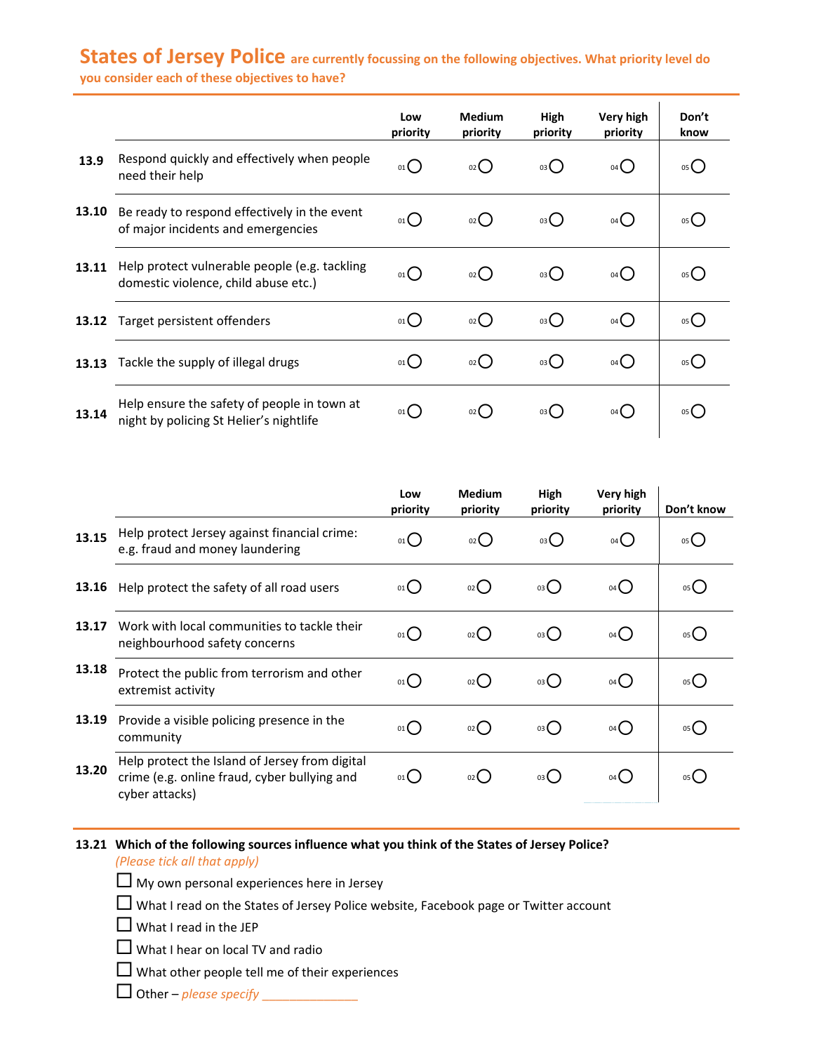**States of Jersey Police are currently focussing on the following objectives. What priority level do you consider each of these objectives to have?**

| | | Low priority | Medium priority | High priority | Very high priority | Don't know |
|---|---|---|---|---|---|---|
| 13.9 | Respond quickly and effectively when people need their help | 01 ○ | 02 ○ | 03 ○ | 04 ○ | 05 ○ |
| 13.10 | Be ready to respond effectively in the event of major incidents and emergencies | 01 ○ | 02 ○ | 03 ○ | 04 ○ | 05 ○ |
| 13.11 | Help protect vulnerable people (e.g. tackling domestic violence, child abuse etc.) | 01 ○ | 02 ○ | 03 ○ | 04 ○ | 05 ○ |
| 13.12 | Target persistent offenders | 01 ○ | 02 ○ | 03 ○ | 04 ○ | 05 ○ |
| 13.13 | Tackle the supply of illegal drugs | 01 ○ | 02 ○ | 03 ○ | 04 ○ | 05 ○ |
| 13.14 | Help ensure the safety of people in town at night by policing St Helier's nightlife | 01 ○ | 02 ○ | 03 ○ | 04 ○ | 05 ○ |

| | | Low priority | Medium priority | High priority | Very high priority | Don't know |
|---|---|---|---|---|---|---|
| 13.15 | Help protect Jersey against financial crime: e.g. fraud and money laundering | 01 ○ | 02 ○ | 03 ○ | 04 ○ | 05 ○ |
| 13.16 | Help protect the safety of all road users | 01 ○ | 02 ○ | 03 ○ | 04 ○ | 05 ○ |
| 13.17 | Work with local communities to tackle their neighbourhood safety concerns | 01 ○ | 02 ○ | 03 ○ | 04 ○ | 05 ○ |
| 13.18 | Protect the public from terrorism and other extremist activity | 01 ○ | 02 ○ | 03 ○ | 04 ○ | 05 ○ |
| 13.19 | Provide a visible policing presence in the community | 01 ○ | 02 ○ | 03 ○ | 04 ○ | 05 ○ |
| 13.20 | Help protect the Island of Jersey from digital crime (e.g. online fraud, cyber bullying and cyber attacks) | 01 ○ | 02 ○ | 03 ○ | 04 ○ | 05 ○ |

**13.21 Which of the following sources influence what you think of the States of Jersey Police?**
*(Please tick all that apply)*

- ☐ My own personal experiences here in Jersey
- ☐ What I read on the States of Jersey Police website, Facebook page or Twitter account
- ☐ What I read in the JEP
- ☐ What I hear on local TV and radio
- ☐ What other people tell me of their experiences
- ☐ Other – *please specify* _______________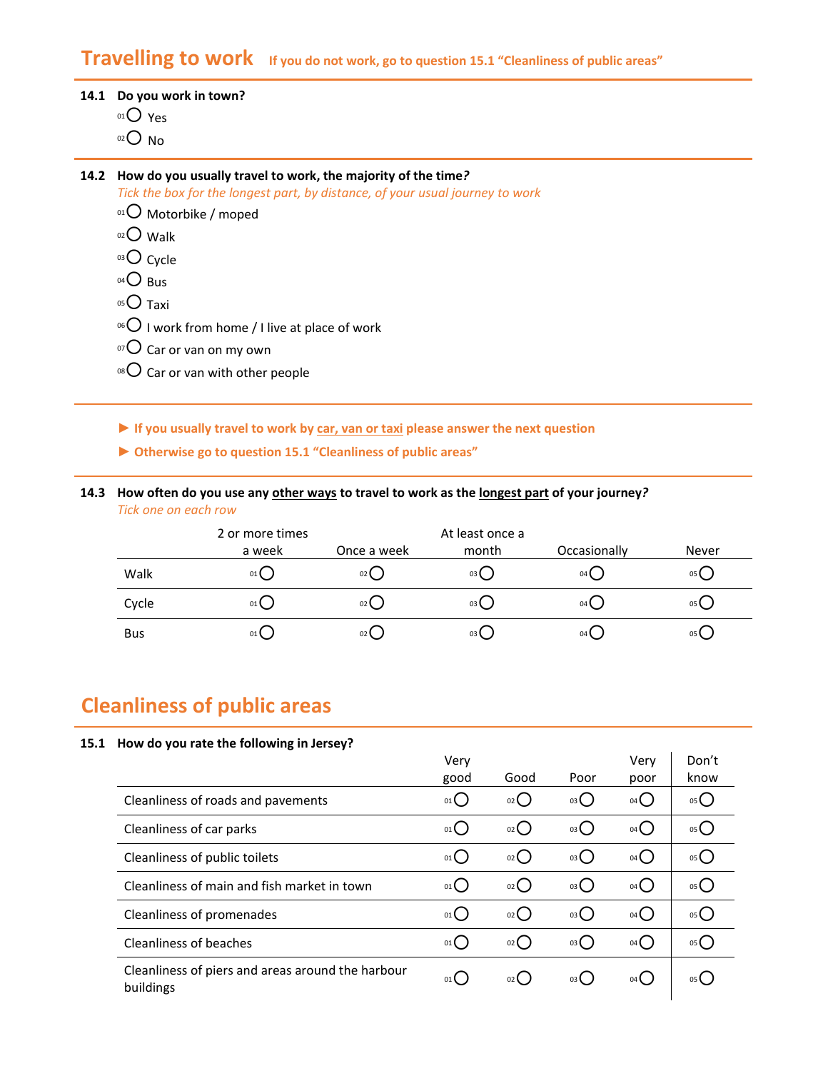## Travelling to work

**If you do not work, go to question 15.1 "Cleanliness of public areas"**

**14.1 Do you work in town?**

- 01 ◯ Yes
- 02 ◯ No

**14.2 How do you usually travel to work, the majority of the time?**

*Tick the box for the longest part, by distance, of your usual journey to work*

- 01 ◯ Motorbike / moped
- 02 ◯ Walk
- 03 ◯ Cycle
- 04 ◯ Bus
- 05 ◯ Taxi
- 06 ◯ I work from home / I live at place of work
- 07 ◯ Car or van on my own
- 08 ◯ Car or van with other people

► **If you usually travel to work by car, van or taxi please answer the next question**

► **Otherwise go to question 15.1 "Cleanliness of public areas"**

**14.3 How often do you use any other ways to travel to work as the longest part of your journey?**

*Tick one on each row*

| | 2 or more times a week | Once a week | At least once a month | Occasionally | Never |
|---|---|---|---|---|---|
| Walk | 01 ◯ | 02 ◯ | 03 ◯ | 04 ◯ | 05 ◯ |
| Cycle | 01 ◯ | 02 ◯ | 03 ◯ | 04 ◯ | 05 ◯ |
| Bus | 01 ◯ | 02 ◯ | 03 ◯ | 04 ◯ | 05 ◯ |

## Cleanliness of public areas

**15.1 How do you rate the following in Jersey?**

| | Very good | Good | Poor | Very poor | Don't know |
|---|---|---|---|---|---|
| Cleanliness of roads and pavements | 01 ◯ | 02 ◯ | 03 ◯ | 04 ◯ | 05 ◯ |
| Cleanliness of car parks | 01 ◯ | 02 ◯ | 03 ◯ | 04 ◯ | 05 ◯ |
| Cleanliness of public toilets | 01 ◯ | 02 ◯ | 03 ◯ | 04 ◯ | 05 ◯ |
| Cleanliness of main and fish market in town | 01 ◯ | 02 ◯ | 03 ◯ | 04 ◯ | 05 ◯ |
| Cleanliness of promenades | 01 ◯ | 02 ◯ | 03 ◯ | 04 ◯ | 05 ◯ |
| Cleanliness of beaches | 01 ◯ | 02 ◯ | 03 ◯ | 04 ◯ | 05 ◯ |
| Cleanliness of piers and areas around the harbour buildings | 01 ◯ | 02 ◯ | 03 ◯ | 04 ◯ | 05 ◯ |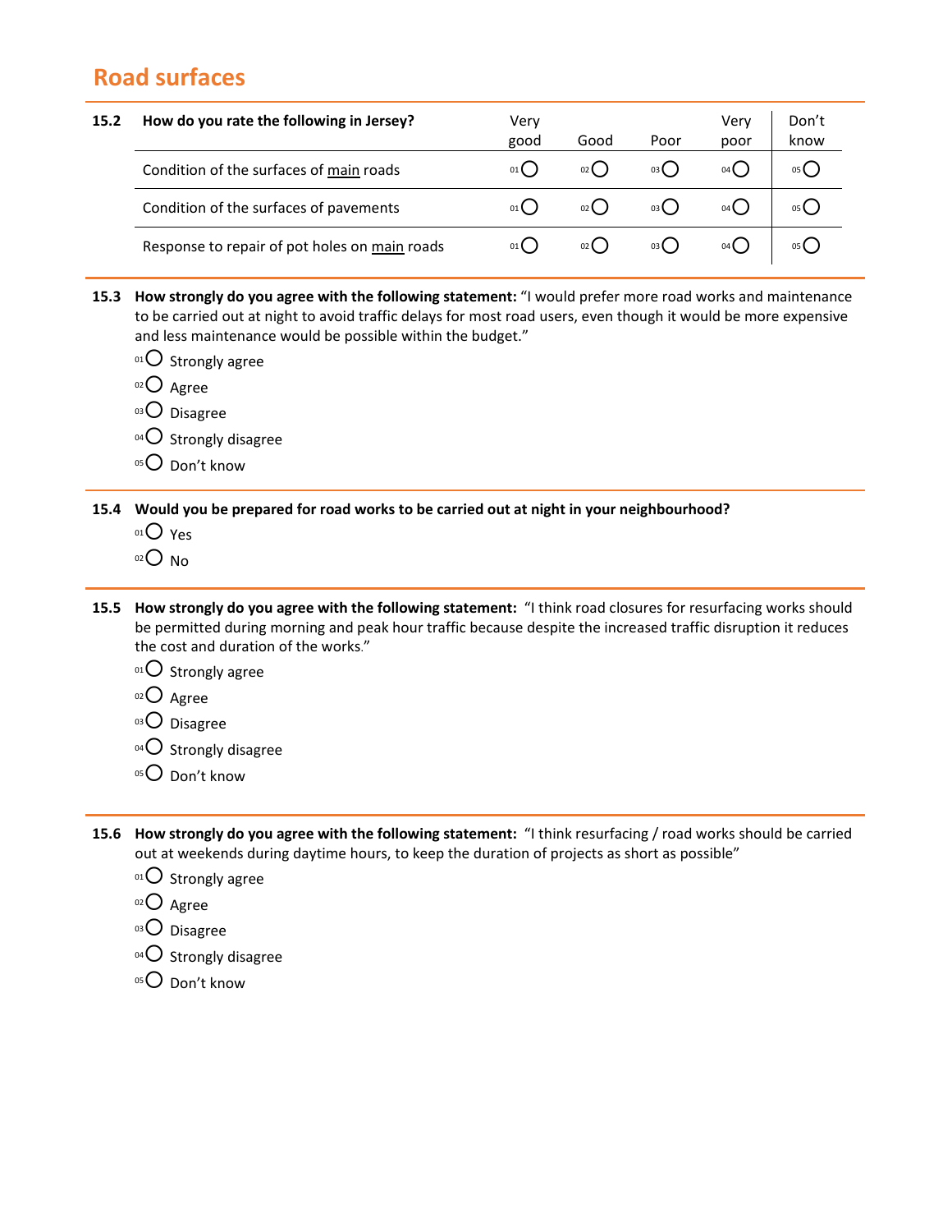## Road surfaces

**15.2 How do you rate the following in Jersey?**

| | Very good | Good | Poor | Very poor | Don't know |
|---|---|---|---|---|---|
| Condition of the surfaces of main roads | 01 ○ | 02 ○ | 03 ○ | 04 ○ | 05 ○ |
| Condition of the surfaces of pavements | 01 ○ | 02 ○ | 03 ○ | 04 ○ | 05 ○ |
| Response to repair of pot holes on main roads | 01 ○ | 02 ○ | 03 ○ | 04 ○ | 05 ○ |

**15.3 How strongly do you agree with the following statement:** "I would prefer more road works and maintenance to be carried out at night to avoid traffic delays for most road users, even though it would be more expensive and less maintenance would be possible within the budget."

- 01 ○ Strongly agree
- 02 ○ Agree
- 03 ○ Disagree
- 04 ○ Strongly disagree
- 05 ○ Don't know

**15.4 Would you be prepared for road works to be carried out at night in your neighbourhood?**

- 01 ○ Yes
- 02 ○ No

**15.5 How strongly do you agree with the following statement:** "I think road closures for resurfacing works should be permitted during morning and peak hour traffic because despite the increased traffic disruption it reduces the cost and duration of the works."

- 01 ○ Strongly agree
- 02 ○ Agree
- 03 ○ Disagree
- 04 ○ Strongly disagree
- 05 ○ Don't know

**15.6 How strongly do you agree with the following statement:** "I think resurfacing / road works should be carried out at weekends during daytime hours, to keep the duration of projects as short as possible"

- 01 ○ Strongly agree
- 02 ○ Agree
- 03 ○ Disagree
- 04 ○ Strongly disagree
- 05 ○ Don't know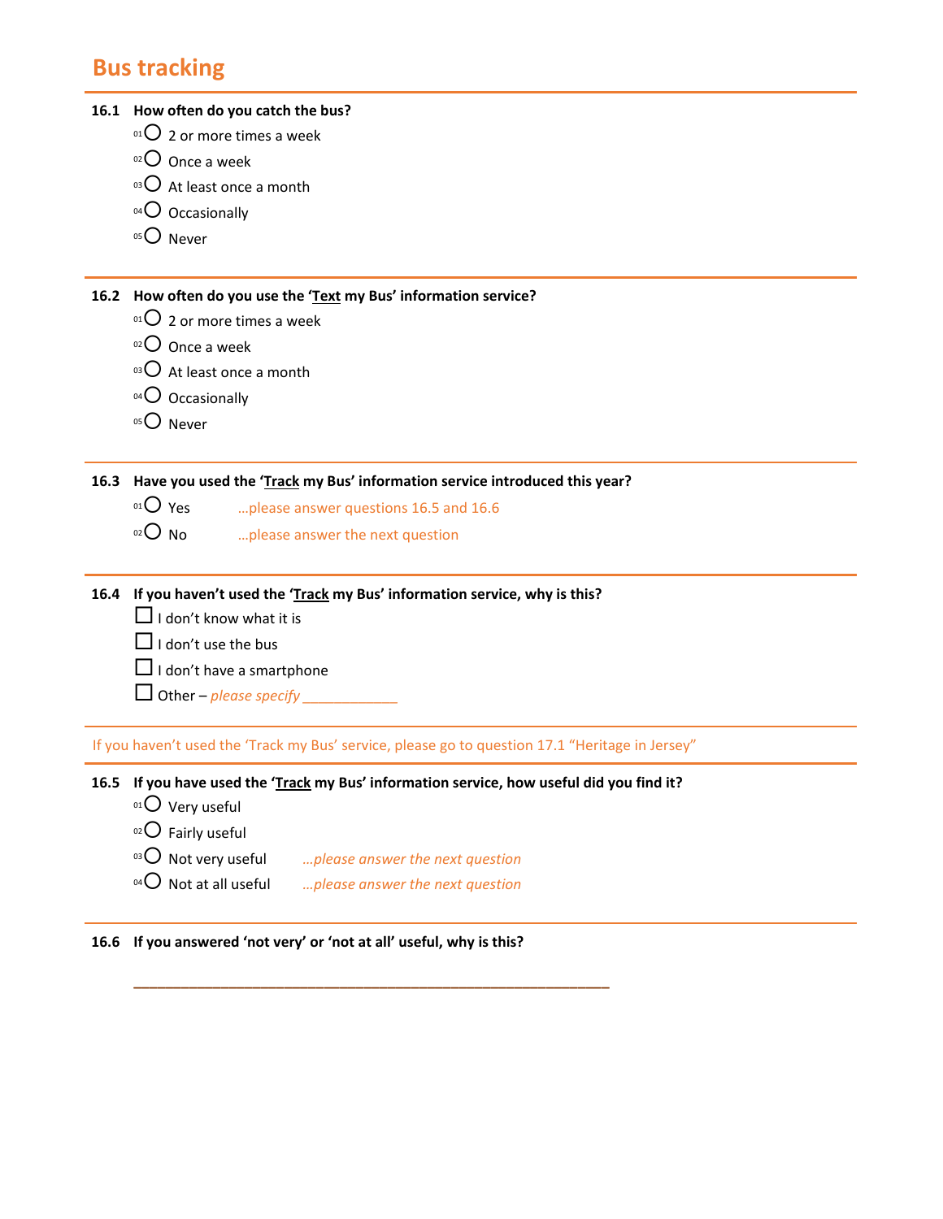# Bus tracking

**16.1 How often do you catch the bus?**

- [01] ○ 2 or more times a week
- [02] ○ Once a week
- [03] ○ At least once a month
- [04] ○ Occasionally
- [05] ○ Never

**16.2 How often do you use the 'Text my Bus' information service?**

- [01] ○ 2 or more times a week
- [02] ○ Once a week
- [03] ○ At least once a month
- [04] ○ Occasionally
- [05] ○ Never

**16.3 Have you used the 'Track my Bus' information service introduced this year?**

- [01] ○ Yes …please answer questions 16.5 and 16.6
- [02] ○ No …please answer the next question

**16.4 If you haven't used the 'Track my Bus' information service, why is this?**

- ☐ I don't know what it is
- ☐ I don't use the bus
- ☐ I don't have a smartphone
- ☐ Other – *please specify* ____________

If you haven't used the 'Track my Bus' service, please go to question 17.1 "Heritage in Jersey"

**16.5 If you have used the 'Track my Bus' information service, how useful did you find it?**

- [01] ○ Very useful
- [02] ○ Fairly useful
- [03] ○ Not very useful *…please answer the next question*
- [04] ○ Not at all useful *…please answer the next question*

**16.6 If you answered 'not very' or 'not at all' useful, why is this?**

____________________________________________________________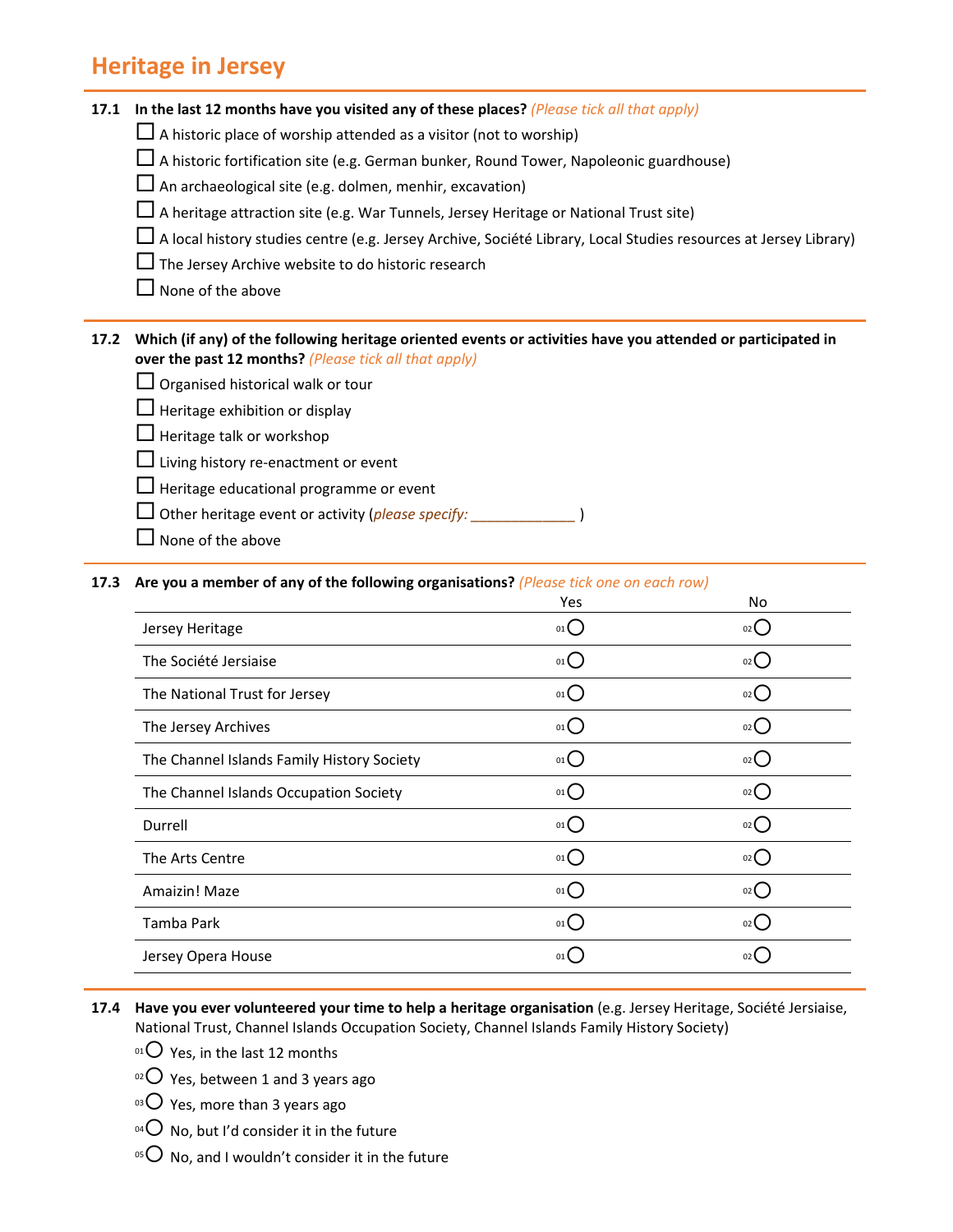## Heritage in Jersey

**17.1 In the last 12 months have you visited any of these places?** *(Please tick all that apply)*

- ☐ A historic place of worship attended as a visitor (not to worship)
- ☐ A historic fortification site (e.g. German bunker, Round Tower, Napoleonic guardhouse)
- ☐ An archaeological site (e.g. dolmen, menhir, excavation)
- ☐ A heritage attraction site (e.g. War Tunnels, Jersey Heritage or National Trust site)
- ☐ A local history studies centre (e.g. Jersey Archive, Société Library, Local Studies resources at Jersey Library)
- ☐ The Jersey Archive website to do historic research
- ☐ None of the above

**17.2 Which (if any) of the following heritage oriented events or activities have you attended or participated in over the past 12 months?** *(Please tick all that apply)*

- ☐ Organised historical walk or tour
- ☐ Heritage exhibition or display
- ☐ Heritage talk or workshop
- ☐ Living history re-enactment or event
- ☐ Heritage educational programme or event
- ☐ Other heritage event or activity (*please specify:* _____________ )
- ☐ None of the above

**17.3 Are you a member of any of the following organisations?** *(Please tick one on each row)*

| | Yes | No |
|---|---|---|
| Jersey Heritage | 01 ○ | 02 ○ |
| The Société Jersiaise | 01 ○ | 02 ○ |
| The National Trust for Jersey | 01 ○ | 02 ○ |
| The Jersey Archives | 01 ○ | 02 ○ |
| The Channel Islands Family History Society | 01 ○ | 02 ○ |
| The Channel Islands Occupation Society | 01 ○ | 02 ○ |
| Durrell | 01 ○ | 02 ○ |
| The Arts Centre | 01 ○ | 02 ○ |
| Amaizin! Maze | 01 ○ | 02 ○ |
| Tamba Park | 01 ○ | 02 ○ |
| Jersey Opera House | 01 ○ | 02 ○ |

**17.4 Have you ever volunteered your time to help a heritage organisation** (e.g. Jersey Heritage, Société Jersiaise, National Trust, Channel Islands Occupation Society, Channel Islands Family History Society)

- 01 ○ Yes, in the last 12 months
- 02 ○ Yes, between 1 and 3 years ago
- 03 ○ Yes, more than 3 years ago
- 04 ○ No, but I'd consider it in the future
- 05 ○ No, and I wouldn't consider it in the future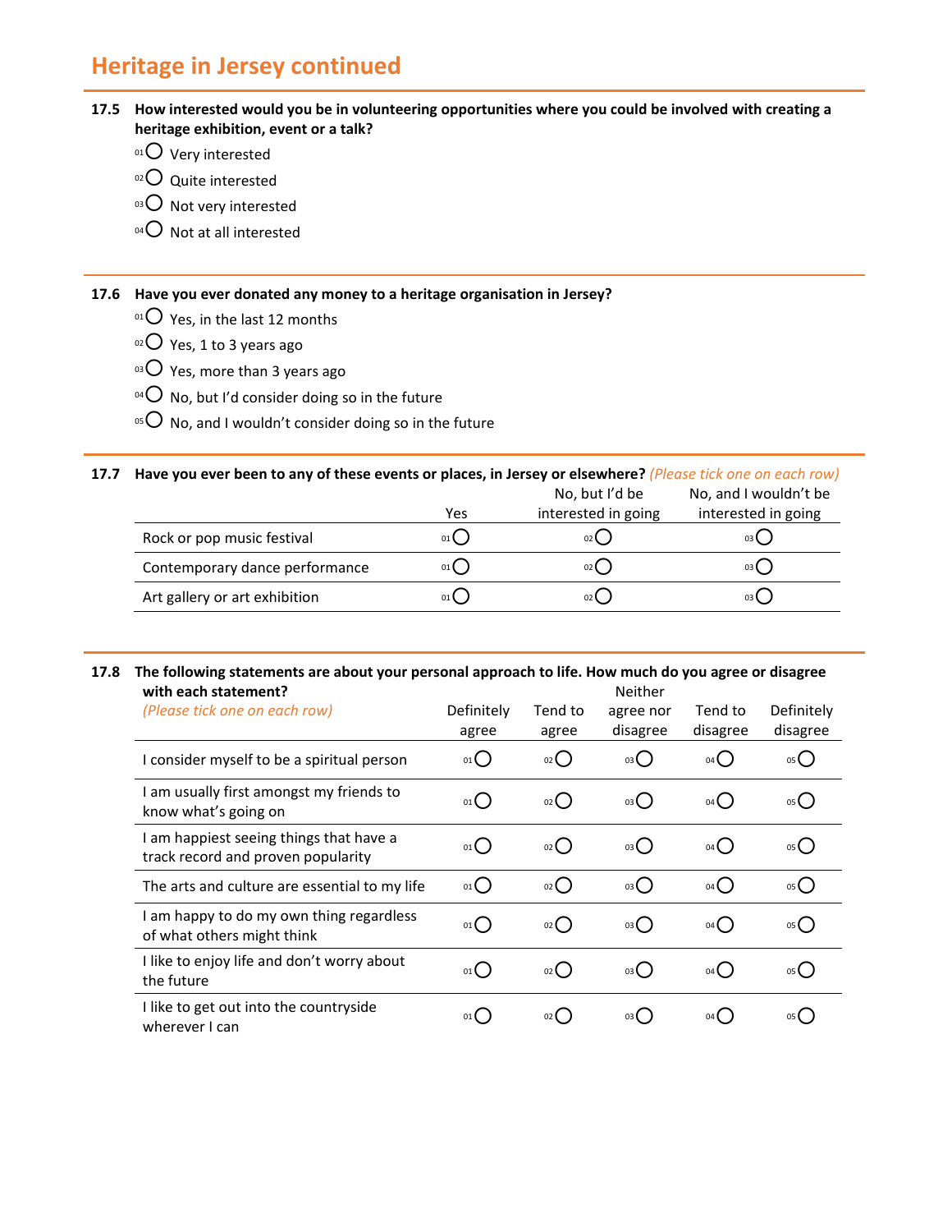## Heritage in Jersey continued

**17.5 How interested would you be in volunteering opportunities where you could be involved with creating a heritage exhibition, event or a talk?**

- 01 ○ Very interested
- 02 ○ Quite interested
- 03 ○ Not very interested
- 04 ○ Not at all interested

**17.6 Have you ever donated any money to a heritage organisation in Jersey?**

- 01 ○ Yes, in the last 12 months
- 02 ○ Yes, 1 to 3 years ago
- 03 ○ Yes, more than 3 years ago
- 04 ○ No, but I'd consider doing so in the future
- 05 ○ No, and I wouldn't consider doing so in the future

**17.7 Have you ever been to any of these events or places, in Jersey or elsewhere?** *(Please tick one on each row)*

| | Yes | No, but I'd be interested in going | No, and I wouldn't be interested in going |
|---|---|---|---|
| Rock or pop music festival | 01 ○ | 02 ○ | 03 ○ |
| Contemporary dance performance | 01 ○ | 02 ○ | 03 ○ |
| Art gallery or art exhibition | 01 ○ | 02 ○ | 03 ○ |

**17.8 The following statements are about your personal approach to life. How much do you agree or disagree with each statement?**

*(Please tick one on each row)*

| | Definitely agree | Tend to agree | Neither agree nor disagree | Tend to disagree | Definitely disagree |
|---|---|---|---|---|---|
| I consider myself to be a spiritual person | 01 ○ | 02 ○ | 03 ○ | 04 ○ | 05 ○ |
| I am usually first amongst my friends to know what's going on | 01 ○ | 02 ○ | 03 ○ | 04 ○ | 05 ○ |
| I am happiest seeing things that have a track record and proven popularity | 01 ○ | 02 ○ | 03 ○ | 04 ○ | 05 ○ |
| The arts and culture are essential to my life | 01 ○ | 02 ○ | 03 ○ | 04 ○ | 05 ○ |
| I am happy to do my own thing regardless of what others might think | 01 ○ | 02 ○ | 03 ○ | 04 ○ | 05 ○ |
| I like to enjoy life and don't worry about the future | 01 ○ | 02 ○ | 03 ○ | 04 ○ | 05 ○ |
| I like to get out into the countryside wherever I can | 01 ○ | 02 ○ | 03 ○ | 04 ○ | 05 ○ |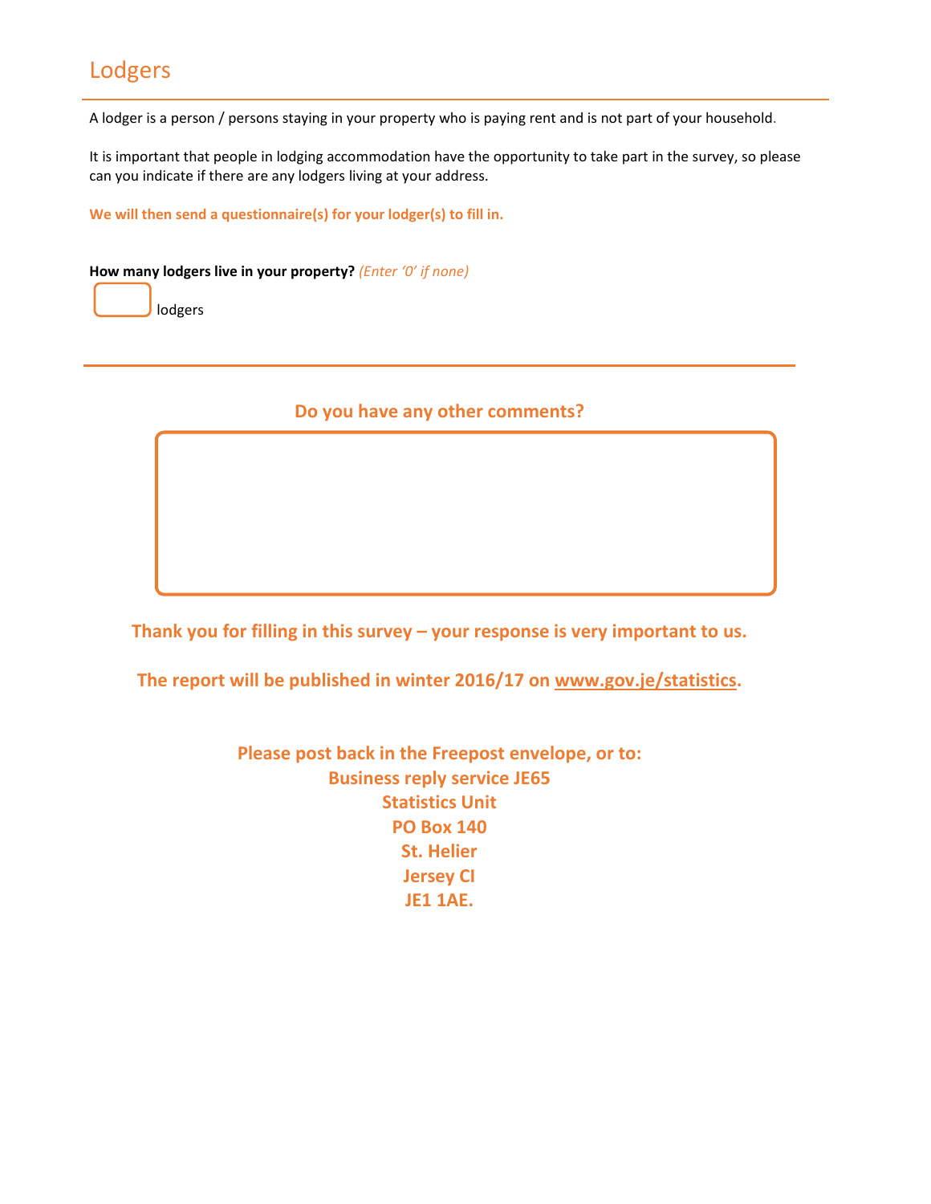## Lodgers

A lodger is a person / persons staying in your property who is paying rent and is not part of your household.

It is important that people in lodging accommodation have the opportunity to take part in the survey, so please can you indicate if there are any lodgers living at your address.

**We will then send a questionnaire(s) for your lodger(s) to fill in.**

**How many lodgers live in your property?** *(Enter '0' if none)*

☐ lodgers

**Do you have any other comments?**

**Thank you for filling in this survey – your response is very important to us.**

**The report will be published in winter 2016/17 on www.gov.je/statistics.**

**Please post back in the Freepost envelope, or to:**
**Business reply service JE65**
**Statistics Unit**
**PO Box 140**
**St. Helier**
**Jersey CI**
**JE1 1AE.**